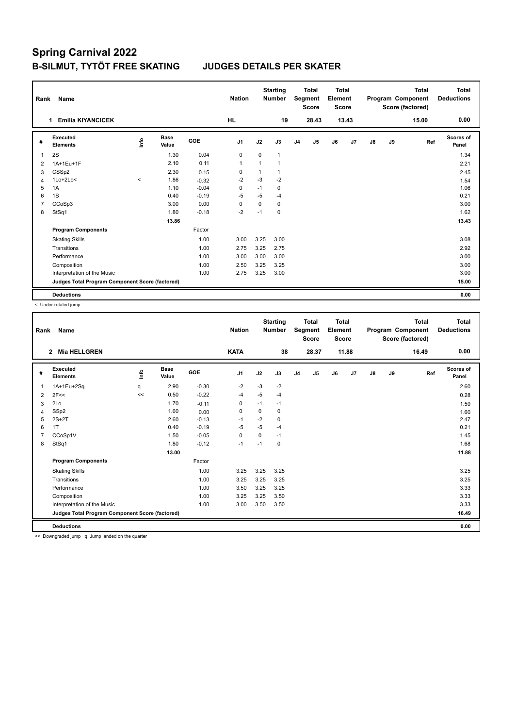# Spring Carnival 2022

## B-SILMUT, TYTÖT FREE SKATING JUDGES DETAILS PER SKATER

| Rank | Name | Nation | Starting Number | Total Segment Score | Total Element Score | Total Program Component Score (factored) | Total Deductions |
|---|---|---|---|---|---|---|---|
| 1 | Emilia KIYANCICEK | HL | 19 | 28.43 | 13.43 | 15.00 | 0.00 |

| # | Executed Elements | Info | Base Value | GOE | J1 | J2 | J3 | J4 | J5 | J6 | J7 | J8 | J9 | Ref | Scores of Panel |
|---|---|---|---|---|---|---|---|---|---|---|---|---|---|---|---|
| 1 | 2S | | 1.30 | 0.04 | 0 | 0 | 1 | | | | | | | | 1.34 |
| 2 | 1A+1Eu+1F | | 2.10 | 0.11 | 1 | 1 | 1 | | | | | | | | 2.21 |
| 3 | CSSp2 | | 2.30 | 0.15 | 0 | 1 | 1 | | | | | | | | 2.45 |
| 4 | 1Lo+2Lo< | < | 1.86 | -0.32 | -2 | -3 | -2 | | | | | | | | 1.54 |
| 5 | 1A | | 1.10 | -0.04 | 0 | -1 | 0 | | | | | | | | 1.06 |
| 6 | 1S | | 0.40 | -0.19 | -5 | -5 | -4 | | | | | | | | 0.21 |
| 7 | CCoSp3 | | 3.00 | 0.00 | 0 | 0 | 0 | | | | | | | | 3.00 |
| 8 | StSq1 | | 1.80 | -0.18 | -2 | -1 | 0 | | | | | | | | 1.62 |
| | | | 13.86 | | | | | | | | | | | | 13.43 |
| | **Program Components** | | | Factor | | | | | | | | | | | |
| | Skating Skills | | | 1.00 | 3.00 | 3.25 | 3.00 | | | | | | | | 3.08 |
| | Transitions | | | 1.00 | 2.75 | 3.25 | 2.75 | | | | | | | | 2.92 |
| | Performance | | | 1.00 | 3.00 | 3.00 | 3.00 | | | | | | | | 3.00 |
| | Composition | | | 1.00 | 2.50 | 3.25 | 3.25 | | | | | | | | 3.00 |
| | Interpretation of the Music | | | 1.00 | 2.75 | 3.25 | 3.00 | | | | | | | | 3.00 |
| | **Judges Total Program Component Score (factored)** | | | | | | | | | | | | | | 15.00 |
| | **Deductions** | | | | | | | | | | | | | | 0.00 |

< Under-rotated jump

| Rank | Name | Nation | Starting Number | Total Segment Score | Total Element Score | Total Program Component Score (factored) | Total Deductions |
|---|---|---|---|---|---|---|---|
| 2 | Mia HELLGREN | KATA | 38 | 28.37 | 11.88 | 16.49 | 0.00 |

| # | Executed Elements | Info | Base Value | GOE | J1 | J2 | J3 | J4 | J5 | J6 | J7 | J8 | J9 | Ref | Scores of Panel |
|---|---|---|---|---|---|---|---|---|---|---|---|---|---|---|---|
| 1 | 1A+1Eu+2Sq | q | 2.90 | -0.30 | -2 | -3 | -2 | | | | | | | | 2.60 |
| 2 | 2F<< | << | 0.50 | -0.22 | -4 | -5 | -4 | | | | | | | | 0.28 |
| 3 | 2Lo | | 1.70 | -0.11 | 0 | -1 | -1 | | | | | | | | 1.59 |
| 4 | SSp2 | | 1.60 | 0.00 | 0 | 0 | 0 | | | | | | | | 1.60 |
| 5 | 2S+2T | | 2.60 | -0.13 | -1 | -2 | 0 | | | | | | | | 2.47 |
| 6 | 1T | | 0.40 | -0.19 | -5 | -5 | -4 | | | | | | | | 0.21 |
| 7 | CCoSp1V | | 1.50 | -0.05 | 0 | 0 | -1 | | | | | | | | 1.45 |
| 8 | StSq1 | | 1.80 | -0.12 | -1 | -1 | 0 | | | | | | | | 1.68 |
| | | | 13.00 | | | | | | | | | | | | 11.88 |
| | **Program Components** | | | Factor | | | | | | | | | | | |
| | Skating Skills | | | 1.00 | 3.25 | 3.25 | 3.25 | | | | | | | | 3.25 |
| | Transitions | | | 1.00 | 3.25 | 3.25 | 3.25 | | | | | | | | 3.25 |
| | Performance | | | 1.00 | 3.50 | 3.25 | 3.25 | | | | | | | | 3.33 |
| | Composition | | | 1.00 | 3.25 | 3.25 | 3.50 | | | | | | | | 3.33 |
| | Interpretation of the Music | | | 1.00 | 3.00 | 3.50 | 3.50 | | | | | | | | 3.33 |
| | **Judges Total Program Component Score (factored)** | | | | | | | | | | | | | | 16.49 |
| | **Deductions** | | | | | | | | | | | | | | 0.00 |

<< Downgraded jump q Jump landed on the quarter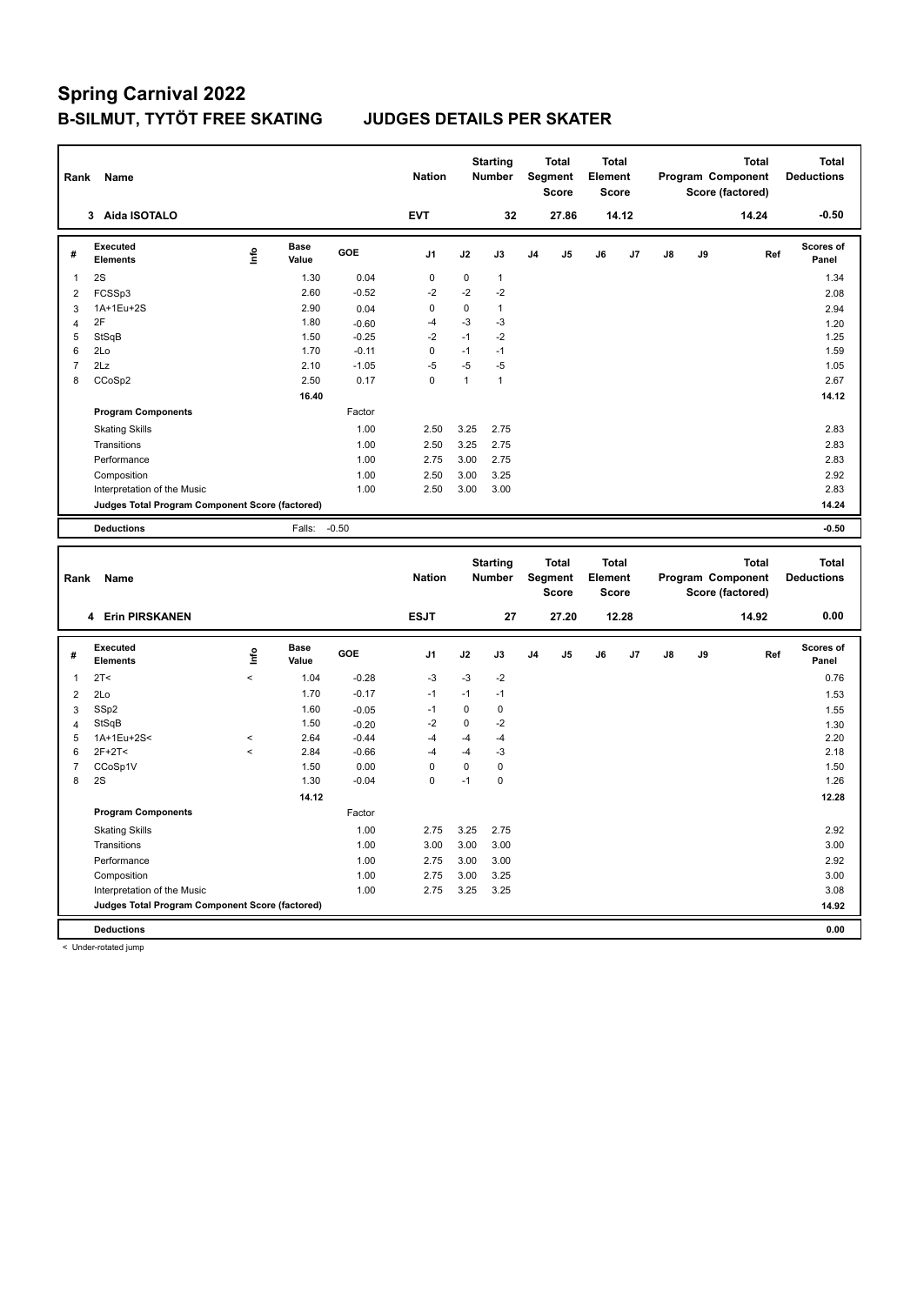# Spring Carnival 2022

## B-SILMUT, TYTÖT FREE SKATING JUDGES DETAILS PER SKATER

| Rank | Name | Nation | Starting Number | Total Segment Score | Total Element Score | Total Program Component Score (factored) | Total Deductions |
|---|---|---|---|---|---|---|---|
| 3 | Aida ISOTALO | EVT | 32 | 27.86 | 14.12 | 14.24 | -0.50 |

| # | Executed Elements | Info | Base Value | GOE | J1 | J2 | J3 | J4 | J5 | J6 | J7 | J8 | J9 | Ref | Scores of Panel |
|---|---|---|---|---|---|---|---|---|---|---|---|---|---|---|---|
| 1 | 2S | | 1.30 | 0.04 | 0 | 0 | 1 | | | | | | | | 1.34 |
| 2 | FCSSp3 | | 2.60 | -0.52 | -2 | -2 | -2 | | | | | | | | 2.08 |
| 3 | 1A+1Eu+2S | | 2.90 | 0.04 | 0 | 0 | 1 | | | | | | | | 2.94 |
| 4 | 2F | | 1.80 | -0.60 | -4 | -3 | -3 | | | | | | | | 1.20 |
| 5 | StSqB | | 1.50 | -0.25 | -2 | -1 | -2 | | | | | | | | 1.25 |
| 6 | 2Lo | | 1.70 | -0.11 | 0 | -1 | -1 | | | | | | | | 1.59 |
| 7 | 2Lz | | 2.10 | -1.05 | -5 | -5 | -5 | | | | | | | | 1.05 |
| 8 | CCoSp2 | | 2.50 | 0.17 | 0 | 1 | 1 | | | | | | | | 2.67 |
| | | | 16.40 | | | | | | | | | | | | 14.12 |

| Program Components | Factor | J1 | J2 | J3 | Scores of Panel |
|---|---|---|---|---|---|
| Skating Skills | 1.00 | 2.50 | 3.25 | 2.75 | 2.83 |
| Transitions | 1.00 | 2.50 | 3.25 | 2.75 | 2.83 |
| Performance | 1.00 | 2.75 | 3.00 | 2.75 | 2.83 |
| Composition | 1.00 | 2.50 | 3.00 | 3.25 | 2.92 |
| Interpretation of the Music | 1.00 | 2.50 | 3.00 | 3.00 | 2.83 |
| Judges Total Program Component Score (factored) | | | | | 14.24 |

| Deductions | Falls: | -0.50 | -0.50 |
|---|---|---|---|

| Rank | Name | Nation | Starting Number | Total Segment Score | Total Element Score | Total Program Component Score (factored) | Total Deductions |
|---|---|---|---|---|---|---|---|
| 4 | Erin PIRSKANEN | ESJT | 27 | 27.20 | 12.28 | 14.92 | 0.00 |

| # | Executed Elements | Info | Base Value | GOE | J1 | J2 | J3 | J4 | J5 | J6 | J7 | J8 | J9 | Ref | Scores of Panel |
|---|---|---|---|---|---|---|---|---|---|---|---|---|---|---|---|
| 1 | 2T< | < | 1.04 | -0.28 | -3 | -3 | -2 | | | | | | | | 0.76 |
| 2 | 2Lo | | 1.70 | -0.17 | -1 | -1 | -1 | | | | | | | | 1.53 |
| 3 | SSp2 | | 1.60 | -0.05 | -1 | 0 | 0 | | | | | | | | 1.55 |
| 4 | StSqB | | 1.50 | -0.20 | -2 | 0 | -2 | | | | | | | | 1.30 |
| 5 | 1A+1Eu+2S< | < | 2.64 | -0.44 | -4 | -4 | -4 | | | | | | | | 2.20 |
| 6 | 2F+2T< | < | 2.84 | -0.66 | -4 | -4 | -3 | | | | | | | | 2.18 |
| 7 | CCoSp1V | | 1.50 | 0.00 | 0 | 0 | 0 | | | | | | | | 1.50 |
| 8 | 2S | | 1.30 | -0.04 | 0 | -1 | 0 | | | | | | | | 1.26 |
| | | | 14.12 | | | | | | | | | | | | 12.28 |

| Program Components | Factor | J1 | J2 | J3 | Scores of Panel |
|---|---|---|---|---|---|
| Skating Skills | 1.00 | 2.75 | 3.25 | 2.75 | 2.92 |
| Transitions | 1.00 | 3.00 | 3.00 | 3.00 | 3.00 |
| Performance | 1.00 | 2.75 | 3.00 | 3.00 | 2.92 |
| Composition | 1.00 | 2.75 | 3.00 | 3.25 | 3.00 |
| Interpretation of the Music | 1.00 | 2.75 | 3.25 | 3.25 | 3.08 |
| Judges Total Program Component Score (factored) | | | | | 14.92 |

| Deductions | 0.00 |
|---|---|

< Under-rotated jump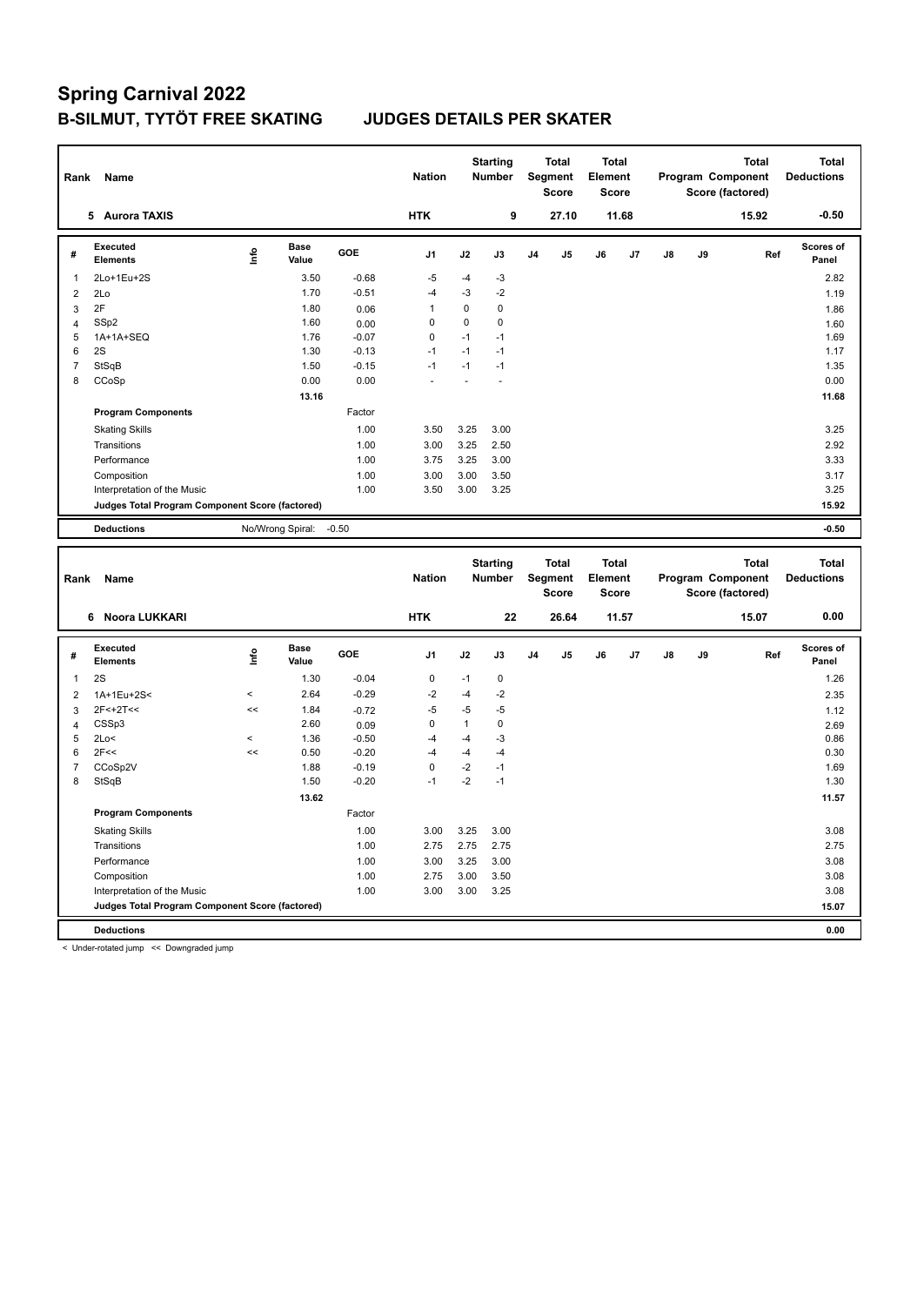# Spring Carnival 2022

## B-SILMUT, TYTÖT FREE SKATING JUDGES DETAILS PER SKATER

| Rank | Name | Nation | Starting Number | Total Segment Score | Total Element Score | Total Program Component Score (factored) | Total Deductions |
|---|---|---|---|---|---|---|---|
| 5 | Aurora TAXIS | HTK | 9 | 27.10 | 11.68 | 15.92 | -0.50 |

| # | Executed Elements | Info | Base Value | GOE | J1 | J2 | J3 | J4 | J5 | J6 | J7 | J8 | J9 | Ref | Scores of Panel |
|---|---|---|---|---|---|---|---|---|---|---|---|---|---|---|---|
| 1 | 2Lo+1Eu+2S | | 3.50 | -0.68 | -5 | -4 | -3 | | | | | | | | 2.82 |
| 2 | 2Lo | | 1.70 | -0.51 | -4 | -3 | -2 | | | | | | | | 1.19 |
| 3 | 2F | | 1.80 | 0.06 | 1 | 0 | 0 | | | | | | | | 1.86 |
| 4 | SSp2 | | 1.60 | 0.00 | 0 | 0 | 0 | | | | | | | | 1.60 |
| 5 | 1A+1A+SEQ | | 1.76 | -0.07 | 0 | -1 | -1 | | | | | | | | 1.69 |
| 6 | 2S | | 1.30 | -0.13 | -1 | -1 | -1 | | | | | | | | 1.17 |
| 7 | StSqB | | 1.50 | -0.15 | -1 | -1 | -1 | | | | | | | | 1.35 |
| 8 | CCoSp | | 0.00 | 0.00 | - | - | - | | | | | | | | 0.00 |
| | | | 13.16 | | | | | | | | | | | | 11.68 |
| | **Program Components** | | | Factor | | | | | | | | | | | |
| | Skating Skills | | | 1.00 | 3.50 | 3.25 | 3.00 | | | | | | | | 3.25 |
| | Transitions | | | 1.00 | 3.00 | 3.25 | 2.50 | | | | | | | | 2.92 |
| | Performance | | | 1.00 | 3.75 | 3.25 | 3.00 | | | | | | | | 3.33 |
| | Composition | | | 1.00 | 3.00 | 3.00 | 3.50 | | | | | | | | 3.17 |
| | Interpretation of the Music | | | 1.00 | 3.50 | 3.00 | 3.25 | | | | | | | | 3.25 |
| | **Judges Total Program Component Score (factored)** | | | | | | | | | | | | | | 15.92 |
| | **Deductions** | No/Wrong Spiral: | | -0.50 | | | | | | | | | | | -0.50 |

| Rank | Name | Nation | Starting Number | Total Segment Score | Total Element Score | Total Program Component Score (factored) | Total Deductions |
|---|---|---|---|---|---|---|---|
| 6 | Noora LUKKARI | HTK | 22 | 26.64 | 11.57 | 15.07 | 0.00 |

| # | Executed Elements | Info | Base Value | GOE | J1 | J2 | J3 | J4 | J5 | J6 | J7 | J8 | J9 | Ref | Scores of Panel |
|---|---|---|---|---|---|---|---|---|---|---|---|---|---|---|---|
| 1 | 2S | | 1.30 | -0.04 | 0 | -1 | 0 | | | | | | | | 1.26 |
| 2 | 1A+1Eu+2S< | < | 2.64 | -0.29 | -2 | -4 | -2 | | | | | | | | 2.35 |
| 3 | 2F<+2T<< | << | 1.84 | -0.72 | -5 | -5 | -5 | | | | | | | | 1.12 |
| 4 | CSSp3 | | 2.60 | 0.09 | 0 | 1 | 0 | | | | | | | | 2.69 |
| 5 | 2Lo< | < | 1.36 | -0.50 | -4 | -4 | -3 | | | | | | | | 0.86 |
| 6 | 2F<< | << | 0.50 | -0.20 | -4 | -4 | -4 | | | | | | | | 0.30 |
| 7 | CCoSp2V | | 1.88 | -0.19 | 0 | -2 | -1 | | | | | | | | 1.69 |
| 8 | StSqB | | 1.50 | -0.20 | -1 | -2 | -1 | | | | | | | | 1.30 |
| | | | 13.62 | | | | | | | | | | | | 11.57 |
| | **Program Components** | | | Factor | | | | | | | | | | | |
| | Skating Skills | | | 1.00 | 3.00 | 3.25 | 3.00 | | | | | | | | 3.08 |
| | Transitions | | | 1.00 | 2.75 | 2.75 | 2.75 | | | | | | | | 2.75 |
| | Performance | | | 1.00 | 3.00 | 3.25 | 3.00 | | | | | | | | 3.08 |
| | Composition | | | 1.00 | 2.75 | 3.00 | 3.50 | | | | | | | | 3.08 |
| | Interpretation of the Music | | | 1.00 | 3.00 | 3.00 | 3.25 | | | | | | | | 3.08 |
| | **Judges Total Program Component Score (factored)** | | | | | | | | | | | | | | 15.07 |
| | **Deductions** | | | | | | | | | | | | | | 0.00 |

< Under-rotated jump << Downgraded jump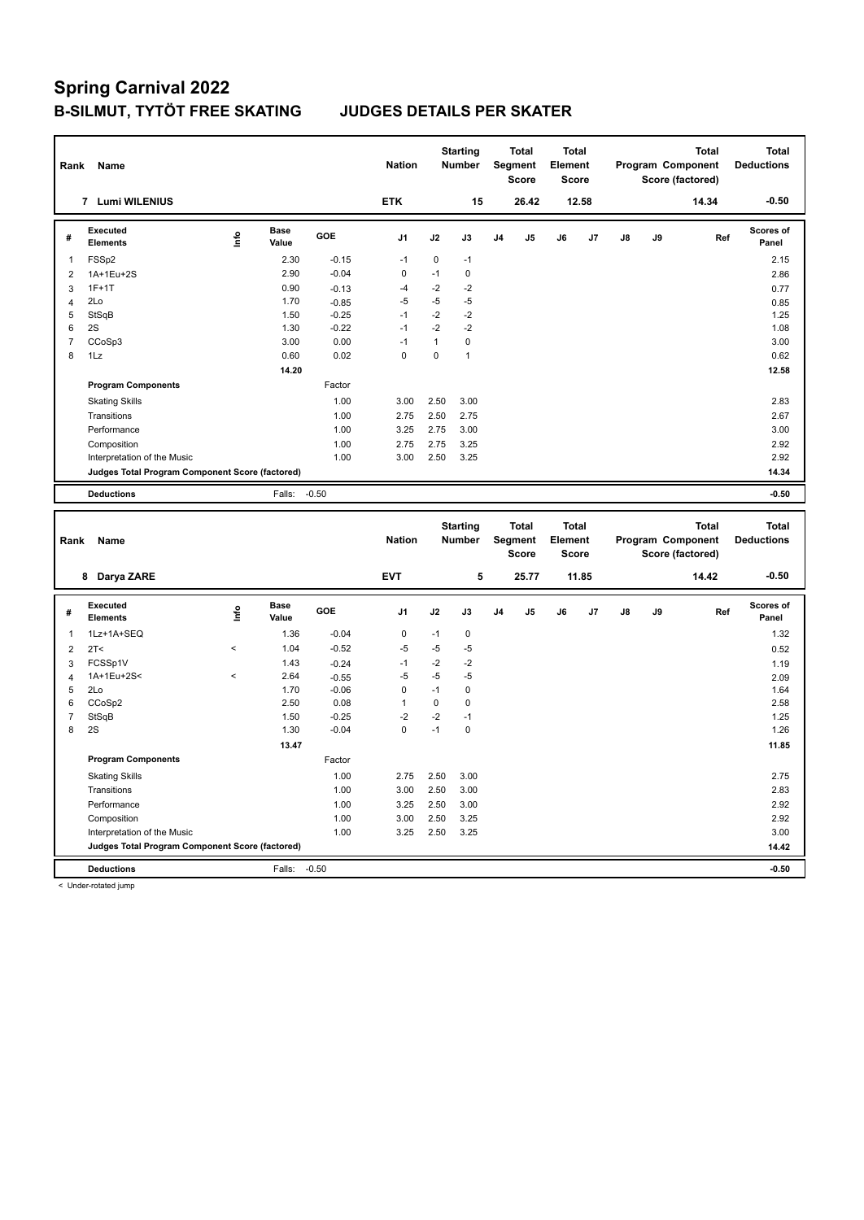# Spring Carnival 2022

## B-SILMUT, TYTÖT FREE SKATING JUDGES DETAILS PER SKATER

| Rank | Name | Nation | Starting Number | Total Segment Score | Total Element Score | Total Program Component Score (factored) | Total Deductions |
|---|---|---|---|---|---|---|---|
| 7 | Lumi WILENIUS | ETK | 15 | 26.42 | 12.58 | 14.34 | -0.50 |

| # | Executed Elements | Info | Base Value | GOE | J1 | J2 | J3 | J4 | J5 | J6 | J7 | J8 | J9 | Ref | Scores of Panel |
|---|---|---|---|---|---|---|---|---|---|---|---|---|---|---|---|
| 1 | FSSp2 | | 2.30 | -0.15 | -1 | 0 | -1 | | | | | | | | 2.15 |
| 2 | 1A+1Eu+2S | | 2.90 | -0.04 | 0 | -1 | 0 | | | | | | | | 2.86 |
| 3 | 1F+1T | | 0.90 | -0.13 | -4 | -2 | -2 | | | | | | | | 0.77 |
| 4 | 2Lo | | 1.70 | -0.85 | -5 | -5 | -5 | | | | | | | | 0.85 |
| 5 | StSqB | | 1.50 | -0.25 | -1 | -2 | -2 | | | | | | | | 1.25 |
| 6 | 2S | | 1.30 | -0.22 | -1 | -2 | -2 | | | | | | | | 1.08 |
| 7 | CCoSp3 | | 3.00 | 0.00 | -1 | 1 | 0 | | | | | | | | 3.00 |
| 8 | 1Lz | | 0.60 | 0.02 | 0 | 0 | 1 | | | | | | | | 0.62 |
| | | | 14.20 | | | | | | | | | | | | 12.58 |
| | **Program Components** | | | Factor | | | | | | | | | | | |
| | Skating Skills | | | 1.00 | 3.00 | 2.50 | 3.00 | | | | | | | | 2.83 |
| | Transitions | | | 1.00 | 2.75 | 2.50 | 2.75 | | | | | | | | 2.67 |
| | Performance | | | 1.00 | 3.25 | 2.75 | 3.00 | | | | | | | | 3.00 |
| | Composition | | | 1.00 | 2.75 | 2.75 | 3.25 | | | | | | | | 2.92 |
| | Interpretation of the Music | | | 1.00 | 3.00 | 2.50 | 3.25 | | | | | | | | 2.92 |
| | **Judges Total Program Component Score (factored)** | | | | | | | | | | | | | | 14.34 |
| | **Deductions** | | Falls: | -0.50 | | | | | | | | | | | -0.50 |

| Rank | Name | Nation | Starting Number | Total Segment Score | Total Element Score | Total Program Component Score (factored) | Total Deductions |
|---|---|---|---|---|---|---|---|
| 8 | Darya ZARE | EVT | 5 | 25.77 | 11.85 | 14.42 | -0.50 |

| # | Executed Elements | Info | Base Value | GOE | J1 | J2 | J3 | J4 | J5 | J6 | J7 | J8 | J9 | Ref | Scores of Panel |
|---|---|---|---|---|---|---|---|---|---|---|---|---|---|---|---|
| 1 | 1Lz+1A+SEQ | | 1.36 | -0.04 | 0 | -1 | 0 | | | | | | | | 1.32 |
| 2 | 2T< | < | 1.04 | -0.52 | -5 | -5 | -5 | | | | | | | | 0.52 |
| 3 | FCSSp1V | | 1.43 | -0.24 | -1 | -2 | -2 | | | | | | | | 1.19 |
| 4 | 1A+1Eu+2S< | < | 2.64 | -0.55 | -5 | -5 | -5 | | | | | | | | 2.09 |
| 5 | 2Lo | | 1.70 | -0.06 | 0 | -1 | 0 | | | | | | | | 1.64 |
| 6 | CCoSp2 | | 2.50 | 0.08 | 1 | 0 | 0 | | | | | | | | 2.58 |
| 7 | StSqB | | 1.50 | -0.25 | -2 | -2 | -1 | | | | | | | | 1.25 |
| 8 | 2S | | 1.30 | -0.04 | 0 | -1 | 0 | | | | | | | | 1.26 |
| | | | 13.47 | | | | | | | | | | | | 11.85 |
| | **Program Components** | | | Factor | | | | | | | | | | | |
| | Skating Skills | | | 1.00 | 2.75 | 2.50 | 3.00 | | | | | | | | 2.75 |
| | Transitions | | | 1.00 | 3.00 | 2.50 | 3.00 | | | | | | | | 2.83 |
| | Performance | | | 1.00 | 3.25 | 2.50 | 3.00 | | | | | | | | 2.92 |
| | Composition | | | 1.00 | 3.00 | 2.50 | 3.25 | | | | | | | | 2.92 |
| | Interpretation of the Music | | | 1.00 | 3.25 | 2.50 | 3.25 | | | | | | | | 3.00 |
| | **Judges Total Program Component Score (factored)** | | | | | | | | | | | | | | 14.42 |
| | **Deductions** | | Falls: | -0.50 | | | | | | | | | | | -0.50 |

< Under-rotated jump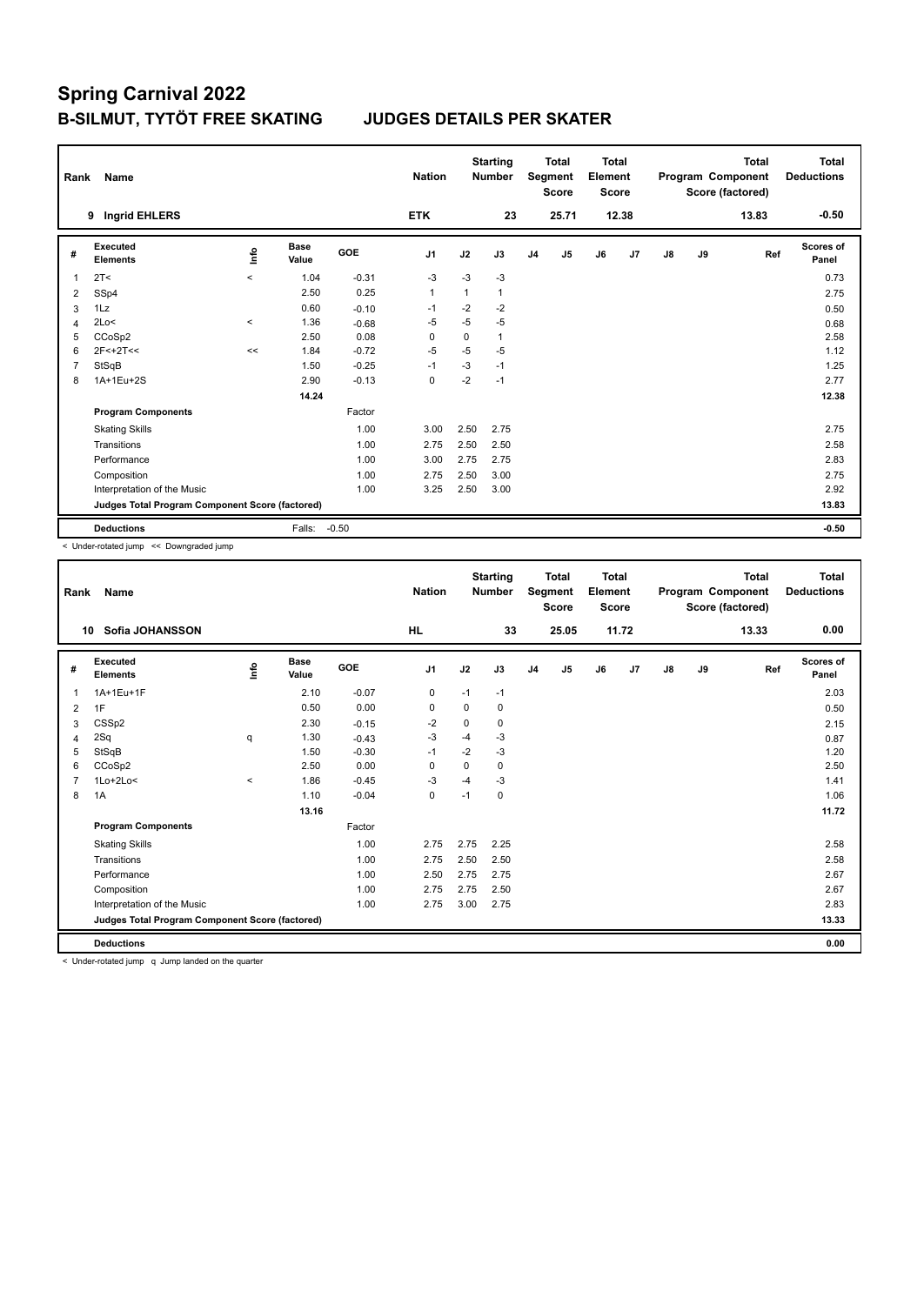# Spring Carnival 2022

## B-SILMUT, TYTÖT FREE SKATING JUDGES DETAILS PER SKATER

| Rank | Name | Nation | Starting Number | Total Segment Score | Total Element Score | Total Program Component Score (factored) | Total Deductions |
|---|---|---|---|---|---|---|---|
| 9 | Ingrid EHLERS | ETK | 23 | 25.71 | 12.38 | 13.83 | -0.50 |

| # | Executed Elements | Info | Base Value | GOE | J1 | J2 | J3 | J4 | J5 | J6 | J7 | J8 | J9 | Ref | Scores of Panel |
|---|---|---|---|---|---|---|---|---|---|---|---|---|---|---|---|
| 1 | 2T< | < | 1.04 | -0.31 | -3 | -3 | -3 | | | | | | | | 0.73 |
| 2 | SSp4 | | 2.50 | 0.25 | 1 | 1 | 1 | | | | | | | | 2.75 |
| 3 | 1Lz | | 0.60 | -0.10 | -1 | -2 | -2 | | | | | | | | 0.50 |
| 4 | 2Lo< | < | 1.36 | -0.68 | -5 | -5 | -5 | | | | | | | | 0.68 |
| 5 | CCoSp2 | | 2.50 | 0.08 | 0 | 0 | 1 | | | | | | | | 2.58 |
| 6 | 2F<+2T<< | << | 1.84 | -0.72 | -5 | -5 | -5 | | | | | | | | 1.12 |
| 7 | StSqB | | 1.50 | -0.25 | -1 | -3 | -1 | | | | | | | | 1.25 |
| 8 | 1A+1Eu+2S | | 2.90 | -0.13 | 0 | -2 | -1 | | | | | | | | 2.77 |
| | | | 14.24 | | | | | | | | | | | | 12.38 |
| | **Program Components** | | | Factor | | | | | | | | | | | |
| | Skating Skills | | | 1.00 | 3.00 | 2.50 | 2.75 | | | | | | | | 2.75 |
| | Transitions | | | 1.00 | 2.75 | 2.50 | 2.50 | | | | | | | | 2.58 |
| | Performance | | | 1.00 | 3.00 | 2.75 | 2.75 | | | | | | | | 2.83 |
| | Composition | | | 1.00 | 2.75 | 2.50 | 3.00 | | | | | | | | 2.75 |
| | Interpretation of the Music | | | 1.00 | 3.25 | 2.50 | 3.00 | | | | | | | | 2.92 |
| | **Judges Total Program Component Score (factored)** | | | | | | | | | | | | | | 13.83 |
| | **Deductions** | | Falls: | -0.50 | | | | | | | | | | | -0.50 |

< Under-rotated jump << Downgraded jump

| Rank | Name | Nation | Starting Number | Total Segment Score | Total Element Score | Total Program Component Score (factored) | Total Deductions |
|---|---|---|---|---|---|---|---|
| 10 | Sofia JOHANSSON | HL | 33 | 25.05 | 11.72 | 13.33 | 0.00 |

| # | Executed Elements | Info | Base Value | GOE | J1 | J2 | J3 | J4 | J5 | J6 | J7 | J8 | J9 | Ref | Scores of Panel |
|---|---|---|---|---|---|---|---|---|---|---|---|---|---|---|---|
| 1 | 1A+1Eu+1F | | 2.10 | -0.07 | 0 | -1 | -1 | | | | | | | | 2.03 |
| 2 | 1F | | 0.50 | 0.00 | 0 | 0 | 0 | | | | | | | | 0.50 |
| 3 | CSSp2 | | 2.30 | -0.15 | -2 | 0 | 0 | | | | | | | | 2.15 |
| 4 | 2Sq | q | 1.30 | -0.43 | -3 | -4 | -3 | | | | | | | | 0.87 |
| 5 | StSqB | | 1.50 | -0.30 | -1 | -2 | -3 | | | | | | | | 1.20 |
| 6 | CCoSp2 | | 2.50 | 0.00 | 0 | 0 | 0 | | | | | | | | 2.50 |
| 7 | 1Lo+2Lo< | < | 1.86 | -0.45 | -3 | -4 | -3 | | | | | | | | 1.41 |
| 8 | 1A | | 1.10 | -0.04 | 0 | -1 | 0 | | | | | | | | 1.06 |
| | | | 13.16 | | | | | | | | | | | | 11.72 |
| | **Program Components** | | | Factor | | | | | | | | | | | |
| | Skating Skills | | | 1.00 | 2.75 | 2.75 | 2.25 | | | | | | | | 2.58 |
| | Transitions | | | 1.00 | 2.75 | 2.50 | 2.50 | | | | | | | | 2.58 |
| | Performance | | | 1.00 | 2.50 | 2.75 | 2.75 | | | | | | | | 2.67 |
| | Composition | | | 1.00 | 2.75 | 2.75 | 2.50 | | | | | | | | 2.67 |
| | Interpretation of the Music | | | 1.00 | 2.75 | 3.00 | 2.75 | | | | | | | | 2.83 |
| | **Judges Total Program Component Score (factored)** | | | | | | | | | | | | | | 13.33 |
| | **Deductions** | | | | | | | | | | | | | | 0.00 |

< Under-rotated jump q Jump landed on the quarter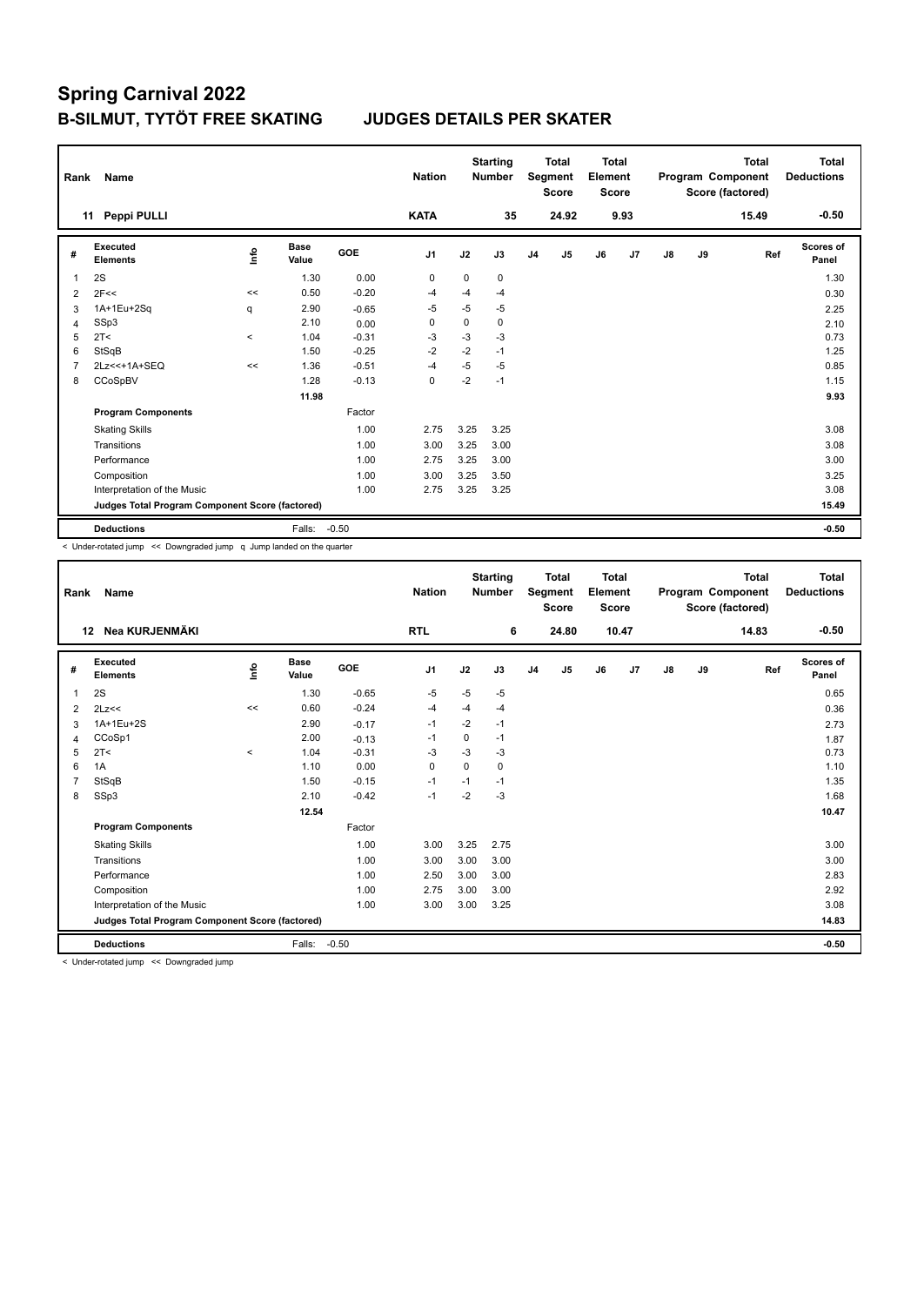# Spring Carnival 2022

## B-SILMUT, TYTÖT FREE SKATING JUDGES DETAILS PER SKATER

| Rank | Name | Nation | Starting Number | Total Segment Score | Total Element Score | Total Program Component Score (factored) | Total Deductions |
|---|---|---|---|---|---|---|---|
| 11 | Peppi PULLI | KATA | 35 | 24.92 | 9.93 | 15.49 | -0.50 |

| # | Executed Elements | Info | Base Value | GOE | J1 | J2 | J3 | J4 | J5 | J6 | J7 | J8 | J9 | Ref | Scores of Panel |
|---|---|---|---|---|---|---|---|---|---|---|---|---|---|---|---|
| 1 | 2S | | 1.30 | 0.00 | 0 | 0 | 0 | | | | | | | | 1.30 |
| 2 | 2F<< | << | 0.50 | -0.20 | -4 | -4 | -4 | | | | | | | | 0.30 |
| 3 | 1A+1Eu+2Sq | q | 2.90 | -0.65 | -5 | -5 | -5 | | | | | | | | 2.25 |
| 4 | SSp3 | | 2.10 | 0.00 | 0 | 0 | 0 | | | | | | | | 2.10 |
| 5 | 2T< | < | 1.04 | -0.31 | -3 | -3 | -3 | | | | | | | | 0.73 |
| 6 | StSqB | | 1.50 | -0.25 | -2 | -2 | -1 | | | | | | | | 1.25 |
| 7 | 2Lz<<+1A+SEQ | << | 1.36 | -0.51 | -4 | -5 | -5 | | | | | | | | 0.85 |
| 8 | CCoSpBV | | 1.28 | -0.13 | 0 | -2 | -1 | | | | | | | | 1.15 |
| | | | 11.98 | | | | | | | | | | | | 9.93 |
| | **Program Components** | | | Factor | | | | | | | | | | | |
| | Skating Skills | | | 1.00 | 2.75 | 3.25 | 3.25 | | | | | | | | 3.08 |
| | Transitions | | | 1.00 | 3.00 | 3.25 | 3.00 | | | | | | | | 3.08 |
| | Performance | | | 1.00 | 2.75 | 3.25 | 3.00 | | | | | | | | 3.00 |
| | Composition | | | 1.00 | 3.00 | 3.25 | 3.50 | | | | | | | | 3.25 |
| | Interpretation of the Music | | | 1.00 | 2.75 | 3.25 | 3.25 | | | | | | | | 3.08 |
| | **Judges Total Program Component Score (factored)** | | | | | | | | | | | | | | 15.49 |
| | **Deductions** | | Falls: | -0.50 | | | | | | | | | | | -0.50 |

< Under-rotated jump << Downgraded jump q Jump landed on the quarter

| Rank | Name | Nation | Starting Number | Total Segment Score | Total Element Score | Total Program Component Score (factored) | Total Deductions |
|---|---|---|---|---|---|---|---|
| 12 | Nea KURJENMÄKI | RTL | 6 | 24.80 | 10.47 | 14.83 | -0.50 |

| # | Executed Elements | Info | Base Value | GOE | J1 | J2 | J3 | J4 | J5 | J6 | J7 | J8 | J9 | Ref | Scores of Panel |
|---|---|---|---|---|---|---|---|---|---|---|---|---|---|---|---|
| 1 | 2S | | 1.30 | -0.65 | -5 | -5 | -5 | | | | | | | | 0.65 |
| 2 | 2Lz<< | << | 0.60 | -0.24 | -4 | -4 | -4 | | | | | | | | 0.36 |
| 3 | 1A+1Eu+2S | | 2.90 | -0.17 | -1 | -2 | -1 | | | | | | | | 2.73 |
| 4 | CCoSp1 | | 2.00 | -0.13 | -1 | 0 | -1 | | | | | | | | 1.87 |
| 5 | 2T< | < | 1.04 | -0.31 | -3 | -3 | -3 | | | | | | | | 0.73 |
| 6 | 1A | | 1.10 | 0.00 | 0 | 0 | 0 | | | | | | | | 1.10 |
| 7 | StSqB | | 1.50 | -0.15 | -1 | -1 | -1 | | | | | | | | 1.35 |
| 8 | SSp3 | | 2.10 | -0.42 | -1 | -2 | -3 | | | | | | | | 1.68 |
| | | | 12.54 | | | | | | | | | | | | 10.47 |
| | **Program Components** | | | Factor | | | | | | | | | | | |
| | Skating Skills | | | 1.00 | 3.00 | 3.25 | 2.75 | | | | | | | | 3.00 |
| | Transitions | | | 1.00 | 3.00 | 3.00 | 3.00 | | | | | | | | 3.00 |
| | Performance | | | 1.00 | 2.50 | 3.00 | 3.00 | | | | | | | | 2.83 |
| | Composition | | | 1.00 | 2.75 | 3.00 | 3.00 | | | | | | | | 2.92 |
| | Interpretation of the Music | | | 1.00 | 3.00 | 3.00 | 3.25 | | | | | | | | 3.08 |
| | **Judges Total Program Component Score (factored)** | | | | | | | | | | | | | | 14.83 |
| | **Deductions** | | Falls: | -0.50 | | | | | | | | | | | -0.50 |

< Under-rotated jump << Downgraded jump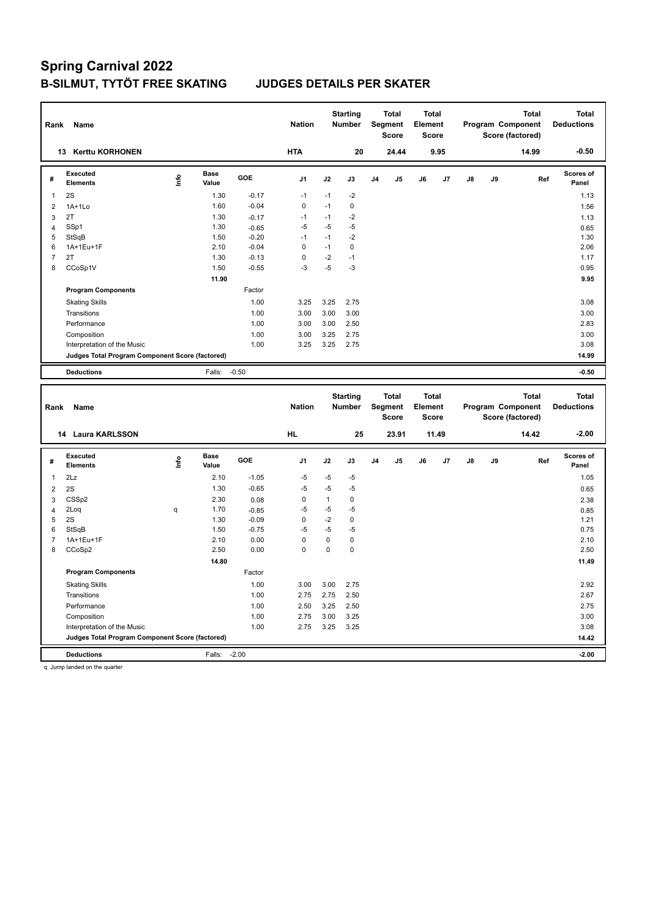# Spring Carnival 2022

## B-SILMUT, TYTÖT FREE SKATING JUDGES DETAILS PER SKATER

| Rank | Name | Nation | Starting Number | Total Segment Score | Total Element Score | Total Program Component Score (factored) | Total Deductions |
|---|---|---|---|---|---|---|---|
| 13 | Kerttu KORHONEN | HTA | 20 | 24.44 | 9.95 | 14.99 | -0.50 |

| # | Executed Elements | Info | Base Value | GOE | J1 | J2 | J3 | J4 | J5 | J6 | J7 | J8 | J9 | Ref | Scores of Panel |
|---|---|---|---|---|---|---|---|---|---|---|---|---|---|---|---|
| 1 | 2S | | 1.30 | -0.17 | -1 | -1 | -2 | | | | | | | | 1.13 |
| 2 | 1A+1Lo | | 1.60 | -0.04 | 0 | -1 | 0 | | | | | | | | 1.56 |
| 3 | 2T | | 1.30 | -0.17 | -1 | -1 | -2 | | | | | | | | 1.13 |
| 4 | SSp1 | | 1.30 | -0.65 | -5 | -5 | -5 | | | | | | | | 0.65 |
| 5 | StSqB | | 1.50 | -0.20 | -1 | -1 | -2 | | | | | | | | 1.30 |
| 6 | 1A+1Eu+1F | | 2.10 | -0.04 | 0 | -1 | 0 | | | | | | | | 2.06 |
| 7 | 2T | | 1.30 | -0.13 | 0 | -2 | -1 | | | | | | | | 1.17 |
| 8 | CCoSp1V | | 1.50 | -0.55 | -3 | -5 | -3 | | | | | | | | 0.95 |
| | | | 11.90 | | | | | | | | | | | | 9.95 |
| | **Program Components** | | | Factor | | | | | | | | | | | |
| | Skating Skills | | | 1.00 | 3.25 | 3.25 | 2.75 | | | | | | | | 3.08 |
| | Transitions | | | 1.00 | 3.00 | 3.00 | 3.00 | | | | | | | | 3.00 |
| | Performance | | | 1.00 | 3.00 | 3.00 | 2.50 | | | | | | | | 2.83 |
| | Composition | | | 1.00 | 3.00 | 3.25 | 2.75 | | | | | | | | 3.00 |
| | Interpretation of the Music | | | 1.00 | 3.25 | 3.25 | 2.75 | | | | | | | | 3.08 |
| | **Judges Total Program Component Score (factored)** | | | | | | | | | | | | | | **14.99** |
| | **Deductions** | | Falls: | -0.50 | | | | | | | | | | | **-0.50** |

| Rank | Name | Nation | Starting Number | Total Segment Score | Total Element Score | Total Program Component Score (factored) | Total Deductions |
|---|---|---|---|---|---|---|---|
| 14 | Laura KARLSSON | HL | 25 | 23.91 | 11.49 | 14.42 | -2.00 |

| # | Executed Elements | Info | Base Value | GOE | J1 | J2 | J3 | J4 | J5 | J6 | J7 | J8 | J9 | Ref | Scores of Panel |
|---|---|---|---|---|---|---|---|---|---|---|---|---|---|---|---|
| 1 | 2Lz | | 2.10 | -1.05 | -5 | -5 | -5 | | | | | | | | 1.05 |
| 2 | 2S | | 1.30 | -0.65 | -5 | -5 | -5 | | | | | | | | 0.65 |
| 3 | CSSp2 | | 2.30 | 0.08 | 0 | 1 | 0 | | | | | | | | 2.38 |
| 4 | 2Loq | q | 1.70 | -0.85 | -5 | -5 | -5 | | | | | | | | 0.85 |
| 5 | 2S | | 1.30 | -0.09 | 0 | -2 | 0 | | | | | | | | 1.21 |
| 6 | StSqB | | 1.50 | -0.75 | -5 | -5 | -5 | | | | | | | | 0.75 |
| 7 | 1A+1Eu+1F | | 2.10 | 0.00 | 0 | 0 | 0 | | | | | | | | 2.10 |
| 8 | CCoSp2 | | 2.50 | 0.00 | 0 | 0 | 0 | | | | | | | | 2.50 |
| | | | 14.80 | | | | | | | | | | | | 11.49 |
| | **Program Components** | | | Factor | | | | | | | | | | | |
| | Skating Skills | | | 1.00 | 3.00 | 3.00 | 2.75 | | | | | | | | 2.92 |
| | Transitions | | | 1.00 | 2.75 | 2.75 | 2.50 | | | | | | | | 2.67 |
| | Performance | | | 1.00 | 2.50 | 3.25 | 2.50 | | | | | | | | 2.75 |
| | Composition | | | 1.00 | 2.75 | 3.00 | 3.25 | | | | | | | | 3.00 |
| | Interpretation of the Music | | | 1.00 | 2.75 | 3.25 | 3.25 | | | | | | | | 3.08 |
| | **Judges Total Program Component Score (factored)** | | | | | | | | | | | | | | **14.42** |
| | **Deductions** | | Falls: | -2.00 | | | | | | | | | | | **-2.00** |

q Jump landed on the quarter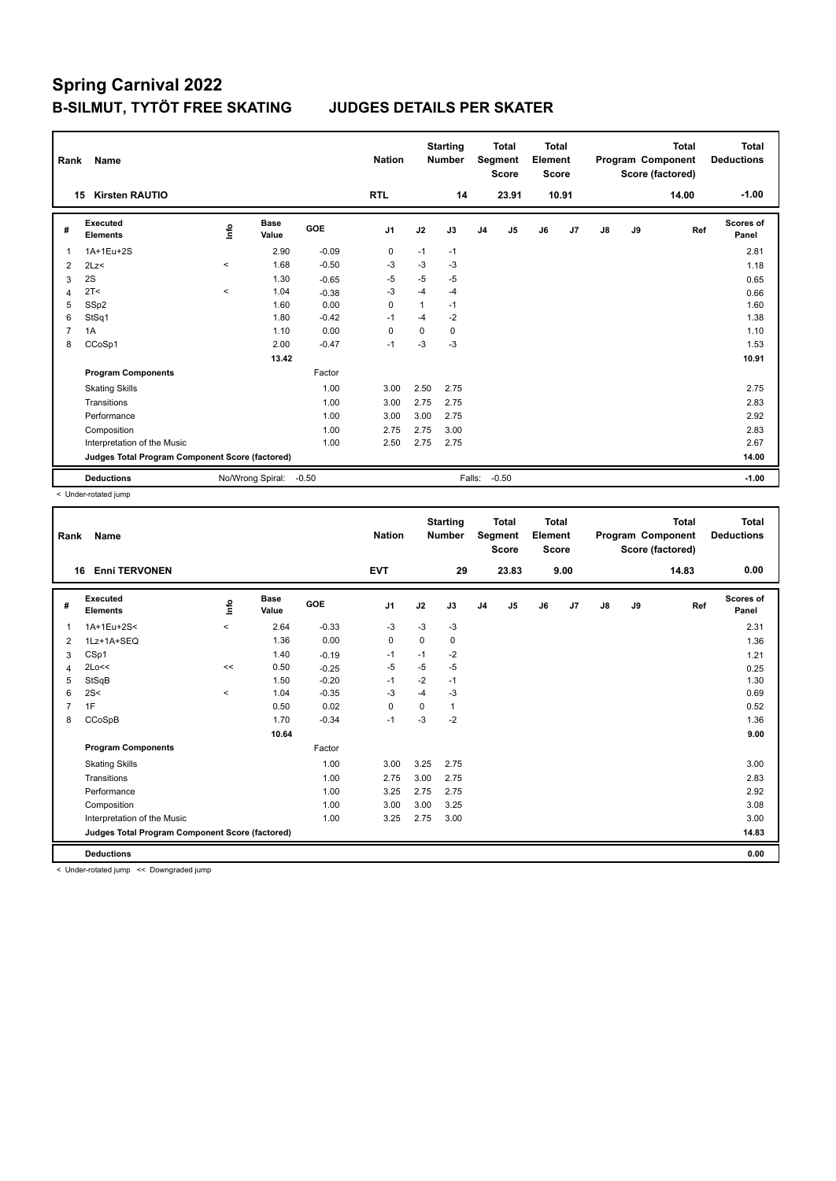# Spring Carnival 2022

## B-SILMUT, TYTÖT FREE SKATING JUDGES DETAILS PER SKATER

| Rank | Name | Nation | Starting Number | Total Segment Score | Total Element Score | Total Program Component Score (factored) | Total Deductions |
|---|---|---|---|---|---|---|---|
| 15 | Kirsten RAUTIO | RTL | 14 | 23.91 | 10.91 | 14.00 | -1.00 |

| # | Executed Elements | Info | Base Value | GOE | J1 | J2 | J3 | J4 | J5 | J6 | J7 | J8 | J9 | Ref | Scores of Panel |
|---|---|---|---|---|---|---|---|---|---|---|---|---|---|---|---|
| 1 | 1A+1Eu+2S | | 2.90 | -0.09 | 0 | -1 | -1 | | | | | | | | 2.81 |
| 2 | 2Lz< | < | 1.68 | -0.50 | -3 | -3 | -3 | | | | | | | | 1.18 |
| 3 | 2S | | 1.30 | -0.65 | -5 | -5 | -5 | | | | | | | | 0.65 |
| 4 | 2T< | < | 1.04 | -0.38 | -3 | -4 | -4 | | | | | | | | 0.66 |
| 5 | SSp2 | | 1.60 | 0.00 | 0 | 1 | -1 | | | | | | | | 1.60 |
| 6 | StSq1 | | 1.80 | -0.42 | -1 | -4 | -2 | | | | | | | | 1.38 |
| 7 | 1A | | 1.10 | 0.00 | 0 | 0 | 0 | | | | | | | | 1.10 |
| 8 | CCoSp1 | | 2.00 | -0.47 | -1 | -3 | -3 | | | | | | | | 1.53 |
| | | | 13.42 | | | | | | | | | | | | 10.91 |
| | **Program Components** | | | Factor | | | | | | | | | | | |
| | Skating Skills | | | 1.00 | 3.00 | 2.50 | 2.75 | | | | | | | | 2.75 |
| | Transitions | | | 1.00 | 3.00 | 2.75 | 2.75 | | | | | | | | 2.83 |
| | Performance | | | 1.00 | 3.00 | 3.00 | 2.75 | | | | | | | | 2.92 |
| | Composition | | | 1.00 | 2.75 | 2.75 | 3.00 | | | | | | | | 2.83 |
| | Interpretation of the Music | | | 1.00 | 2.50 | 2.75 | 2.75 | | | | | | | | 2.67 |
| | **Judges Total Program Component Score (factored)** | | | | | | | | | | | | | | 14.00 |
| | **Deductions** | No/Wrong Spiral: | -0.50 | | | | Falls: | -0.50 | | | | | | | -1.00 |

< Under-rotated jump

| Rank | Name | Nation | Starting Number | Total Segment Score | Total Element Score | Total Program Component Score (factored) | Total Deductions |
|---|---|---|---|---|---|---|---|
| 16 | Enni TERVONEN | EVT | 29 | 23.83 | 9.00 | 14.83 | 0.00 |

| # | Executed Elements | Info | Base Value | GOE | J1 | J2 | J3 | J4 | J5 | J6 | J7 | J8 | J9 | Ref | Scores of Panel |
|---|---|---|---|---|---|---|---|---|---|---|---|---|---|---|---|
| 1 | 1A+1Eu+2S< | < | 2.64 | -0.33 | -3 | -3 | -3 | | | | | | | | 2.31 |
| 2 | 1Lz+1A+SEQ | | 1.36 | 0.00 | 0 | 0 | 0 | | | | | | | | 1.36 |
| 3 | CSp1 | | 1.40 | -0.19 | -1 | -1 | -2 | | | | | | | | 1.21 |
| 4 | 2Lo<< | << | 0.50 | -0.25 | -5 | -5 | -5 | | | | | | | | 0.25 |
| 5 | StSqB | | 1.50 | -0.20 | -1 | -2 | -1 | | | | | | | | 1.30 |
| 6 | 2S< | < | 1.04 | -0.35 | -3 | -4 | -3 | | | | | | | | 0.69 |
| 7 | 1F | | 0.50 | 0.02 | 0 | 0 | 1 | | | | | | | | 0.52 |
| 8 | CCoSpB | | 1.70 | -0.34 | -1 | -3 | -2 | | | | | | | | 1.36 |
| | | | 10.64 | | | | | | | | | | | | 9.00 |
| | **Program Components** | | | Factor | | | | | | | | | | | |
| | Skating Skills | | | 1.00 | 3.00 | 3.25 | 2.75 | | | | | | | | 3.00 |
| | Transitions | | | 1.00 | 2.75 | 3.00 | 2.75 | | | | | | | | 2.83 |
| | Performance | | | 1.00 | 3.25 | 2.75 | 2.75 | | | | | | | | 2.92 |
| | Composition | | | 1.00 | 3.00 | 3.00 | 3.25 | | | | | | | | 3.08 |
| | Interpretation of the Music | | | 1.00 | 3.25 | 2.75 | 3.00 | | | | | | | | 3.00 |
| | **Judges Total Program Component Score (factored)** | | | | | | | | | | | | | | 14.83 |
| | **Deductions** | | | | | | | | | | | | | | 0.00 |

< Under-rotated jump << Downgraded jump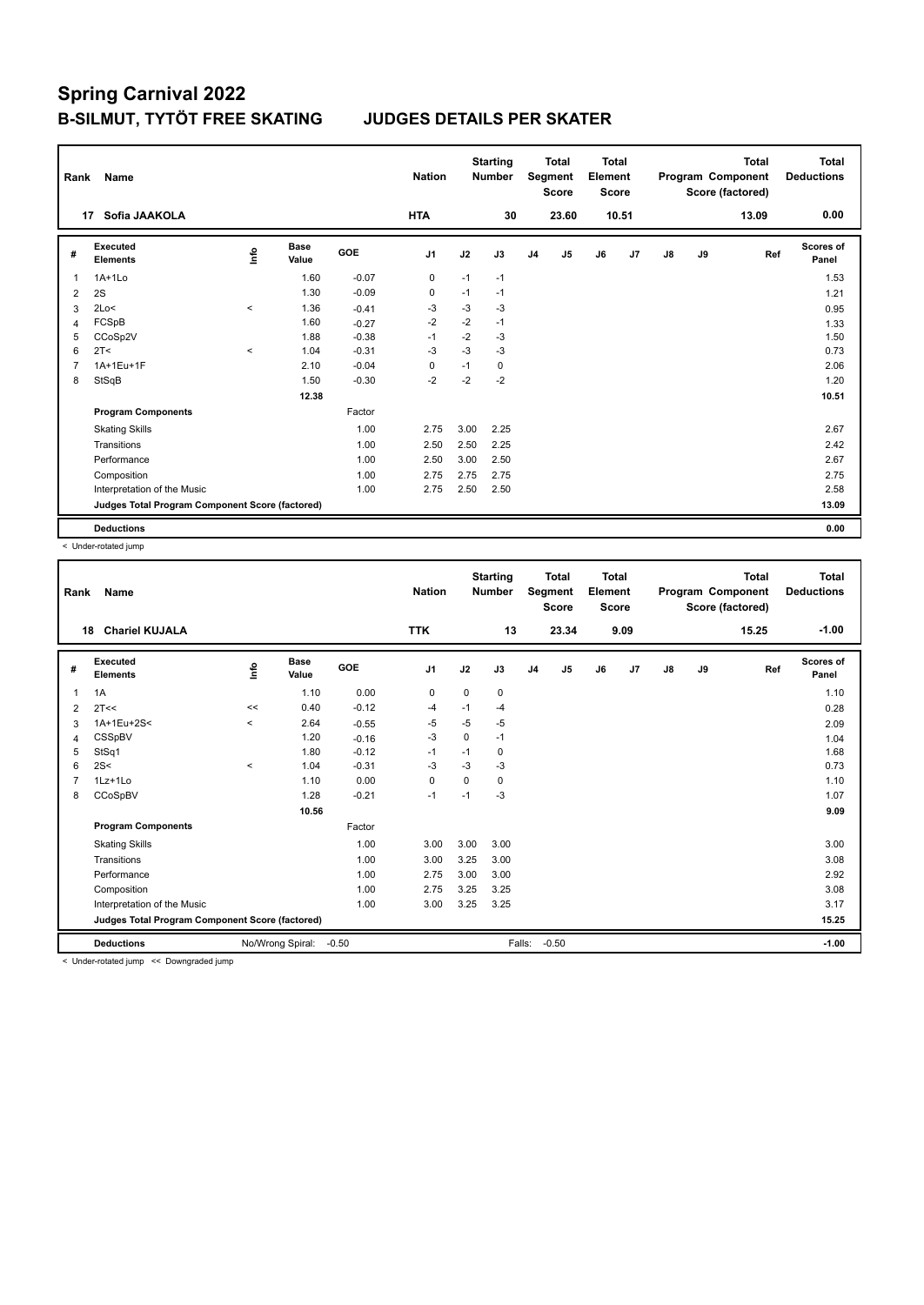# Spring Carnival 2022

## B-SILMUT, TYTÖT FREE SKATING — JUDGES DETAILS PER SKATER

| Rank | Name | Nation | Starting Number | Total Segment Score | Total Element Score | Total Program Component Score (factored) | Total Deductions |
|---|---|---|---|---|---|---|---|
| 17 | Sofia JAAKOLA | HTA | 30 | 23.60 | 10.51 | 13.09 | 0.00 |

| # | Executed Elements | Info | Base Value | GOE | J1 | J2 | J3 | J4 | J5 | J6 | J7 | J8 | J9 | Ref | Scores of Panel |
|---|---|---|---|---|---|---|---|---|---|---|---|---|---|---|---|
| 1 | 1A+1Lo | | 1.60 | -0.07 | 0 | -1 | -1 | | | | | | | | 1.53 |
| 2 | 2S | | 1.30 | -0.09 | 0 | -1 | -1 | | | | | | | | 1.21 |
| 3 | 2Lo< | < | 1.36 | -0.41 | -3 | -3 | -3 | | | | | | | | 0.95 |
| 4 | FCSpB | | 1.60 | -0.27 | -2 | -2 | -1 | | | | | | | | 1.33 |
| 5 | CCoSp2V | | 1.88 | -0.38 | -1 | -2 | -3 | | | | | | | | 1.50 |
| 6 | 2T< | < | 1.04 | -0.31 | -3 | -3 | -3 | | | | | | | | 0.73 |
| 7 | 1A+1Eu+1F | | 2.10 | -0.04 | 0 | -1 | 0 | | | | | | | | 2.06 |
| 8 | StSqB | | 1.50 | -0.30 | -2 | -2 | -2 | | | | | | | | 1.20 |
| | | | 12.38 | | | | | | | | | | | | 10.51 |
| | **Program Components** | | | Factor | | | | | | | | | | | |
| | Skating Skills | | | 1.00 | 2.75 | 3.00 | 2.25 | | | | | | | | 2.67 |
| | Transitions | | | 1.00 | 2.50 | 2.50 | 2.25 | | | | | | | | 2.42 |
| | Performance | | | 1.00 | 2.50 | 3.00 | 2.50 | | | | | | | | 2.67 |
| | Composition | | | 1.00 | 2.75 | 2.75 | 2.75 | | | | | | | | 2.75 |
| | Interpretation of the Music | | | 1.00 | 2.75 | 2.50 | 2.50 | | | | | | | | 2.58 |
| | **Judges Total Program Component Score (factored)** | | | | | | | | | | | | | | 13.09 |
| | **Deductions** | | | | | | | | | | | | | | 0.00 |

< Under-rotated jump

| Rank | Name | Nation | Starting Number | Total Segment Score | Total Element Score | Total Program Component Score (factored) | Total Deductions |
|---|---|---|---|---|---|---|---|
| 18 | Chariel KUJALA | TTK | 13 | 23.34 | 9.09 | 15.25 | -1.00 |

| # | Executed Elements | Info | Base Value | GOE | J1 | J2 | J3 | J4 | J5 | J6 | J7 | J8 | J9 | Ref | Scores of Panel |
|---|---|---|---|---|---|---|---|---|---|---|---|---|---|---|---|
| 1 | 1A | | 1.10 | 0.00 | 0 | 0 | 0 | | | | | | | | 1.10 |
| 2 | 2T<< | << | 0.40 | -0.12 | -4 | -1 | -4 | | | | | | | | 0.28 |
| 3 | 1A+1Eu+2S< | < | 2.64 | -0.55 | -5 | -5 | -5 | | | | | | | | 2.09 |
| 4 | CSSpBV | | 1.20 | -0.16 | -3 | 0 | -1 | | | | | | | | 1.04 |
| 5 | StSq1 | | 1.80 | -0.12 | -1 | -1 | 0 | | | | | | | | 1.68 |
| 6 | 2S< | < | 1.04 | -0.31 | -3 | -3 | -3 | | | | | | | | 0.73 |
| 7 | 1Lz+1Lo | | 1.10 | 0.00 | 0 | 0 | 0 | | | | | | | | 1.10 |
| 8 | CCoSpBV | | 1.28 | -0.21 | -1 | -1 | -3 | | | | | | | | 1.07 |
| | | | 10.56 | | | | | | | | | | | | 9.09 |
| | **Program Components** | | | Factor | | | | | | | | | | | |
| | Skating Skills | | | 1.00 | 3.00 | 3.00 | 3.00 | | | | | | | | 3.00 |
| | Transitions | | | 1.00 | 3.00 | 3.25 | 3.00 | | | | | | | | 3.08 |
| | Performance | | | 1.00 | 2.75 | 3.00 | 3.00 | | | | | | | | 2.92 |
| | Composition | | | 1.00 | 2.75 | 3.25 | 3.25 | | | | | | | | 3.08 |
| | Interpretation of the Music | | | 1.00 | 3.00 | 3.25 | 3.25 | | | | | | | | 3.17 |
| | **Judges Total Program Component Score (factored)** | | | | | | | | | | | | | | 15.25 |
| | **Deductions** | No/Wrong Spiral: -0.50 | | | | | Falls: -0.50 | | | | | | | | -1.00 |

< Under-rotated jump << Downgraded jump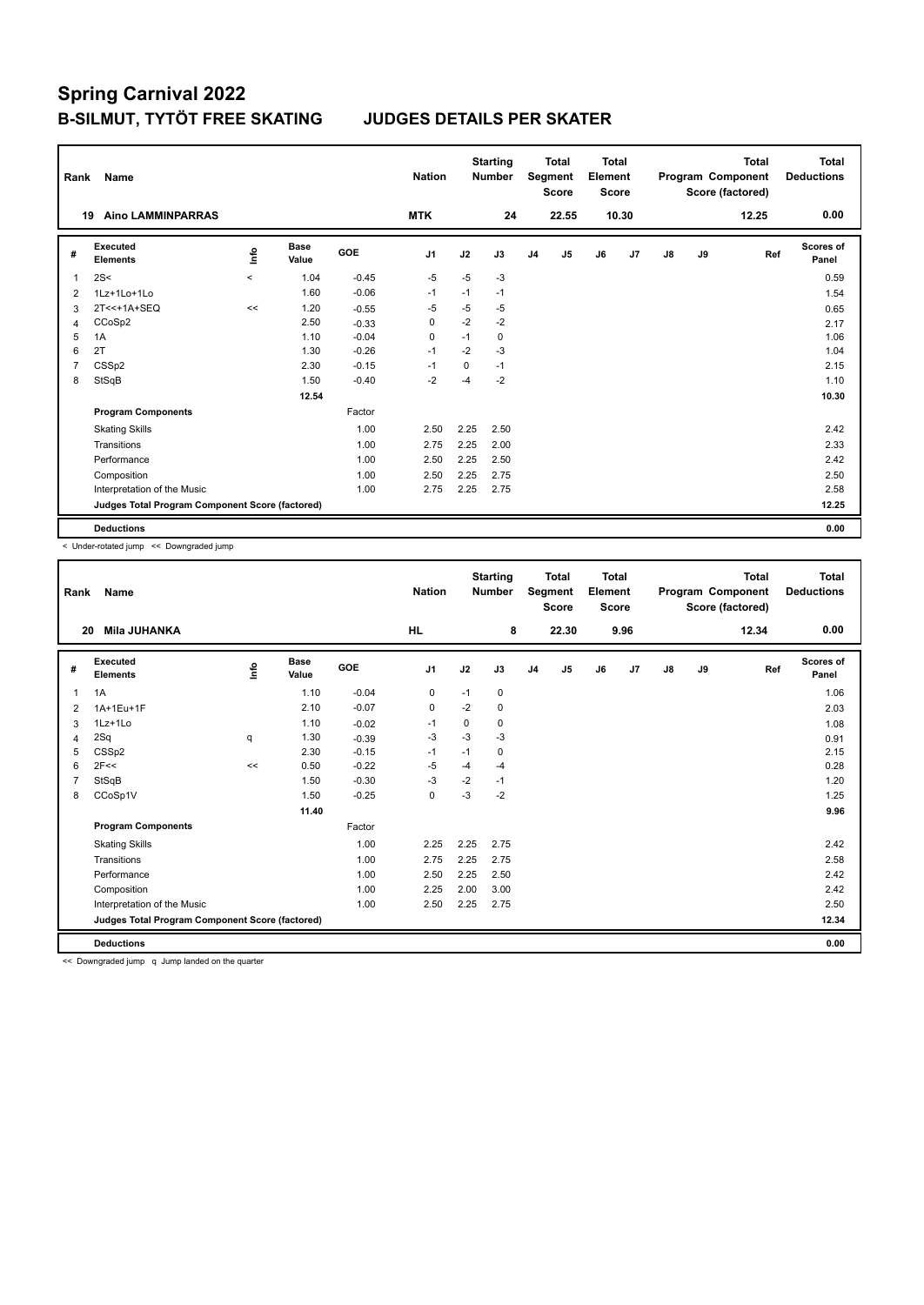# Spring Carnival 2022

## B-SILMUT, TYTÖT FREE SKATING — JUDGES DETAILS PER SKATER

| Rank | Name | Nation | Starting Number | Total Segment Score | Total Element Score | Total Program Component Score (factored) | Total Deductions |
|---|---|---|---|---|---|---|---|
| 19 | Aino LAMMINPARRAS | MTK | 24 | 22.55 | 10.30 | 12.25 | 0.00 |

| # | Executed Elements | Info | Base Value | GOE | J1 | J2 | J3 | J4 | J5 | J6 | J7 | J8 | J9 | Ref | Scores of Panel |
|---|---|---|---|---|---|---|---|---|---|---|---|---|---|---|---|
| 1 | 2S< | < | 1.04 | -0.45 | -5 | -5 | -3 | | | | | | | | 0.59 |
| 2 | 1Lz+1Lo+1Lo | | 1.60 | -0.06 | -1 | -1 | -1 | | | | | | | | 1.54 |
| 3 | 2T<<+1A+SEQ | << | 1.20 | -0.55 | -5 | -5 | -5 | | | | | | | | 0.65 |
| 4 | CCoSp2 | | 2.50 | -0.33 | 0 | -2 | -2 | | | | | | | | 2.17 |
| 5 | 1A | | 1.10 | -0.04 | 0 | -1 | 0 | | | | | | | | 1.06 |
| 6 | 2T | | 1.30 | -0.26 | -1 | -2 | -3 | | | | | | | | 1.04 |
| 7 | CSSp2 | | 2.30 | -0.15 | -1 | 0 | -1 | | | | | | | | 2.15 |
| 8 | StSqB | | 1.50 | -0.40 | -2 | -4 | -2 | | | | | | | | 1.10 |
| | | | 12.54 | | | | | | | | | | | | 10.30 |
| | **Program Components** | | | Factor | | | | | | | | | | | |
| | Skating Skills | | | 1.00 | 2.50 | 2.25 | 2.50 | | | | | | | | 2.42 |
| | Transitions | | | 1.00 | 2.75 | 2.25 | 2.00 | | | | | | | | 2.33 |
| | Performance | | | 1.00 | 2.50 | 2.25 | 2.50 | | | | | | | | 2.42 |
| | Composition | | | 1.00 | 2.50 | 2.25 | 2.75 | | | | | | | | 2.50 |
| | Interpretation of the Music | | | 1.00 | 2.75 | 2.25 | 2.75 | | | | | | | | 2.58 |
| | **Judges Total Program Component Score (factored)** | | | | | | | | | | | | | | 12.25 |
| | **Deductions** | | | | | | | | | | | | | | 0.00 |

< Under-rotated jump << Downgraded jump

| Rank | Name | Nation | Starting Number | Total Segment Score | Total Element Score | Total Program Component Score (factored) | Total Deductions |
|---|---|---|---|---|---|---|---|
| 20 | Mila JUHANKA | HL | 8 | 22.30 | 9.96 | 12.34 | 0.00 |

| # | Executed Elements | Info | Base Value | GOE | J1 | J2 | J3 | J4 | J5 | J6 | J7 | J8 | J9 | Ref | Scores of Panel |
|---|---|---|---|---|---|---|---|---|---|---|---|---|---|---|---|
| 1 | 1A | | 1.10 | -0.04 | 0 | -1 | 0 | | | | | | | | 1.06 |
| 2 | 1A+1Eu+1F | | 2.10 | -0.07 | 0 | -2 | 0 | | | | | | | | 2.03 |
| 3 | 1Lz+1Lo | | 1.10 | -0.02 | -1 | 0 | 0 | | | | | | | | 1.08 |
| 4 | 2Sq | q | 1.30 | -0.39 | -3 | -3 | -3 | | | | | | | | 0.91 |
| 5 | CSSp2 | | 2.30 | -0.15 | -1 | -1 | 0 | | | | | | | | 2.15 |
| 6 | 2F<< | << | 0.50 | -0.22 | -5 | -4 | -4 | | | | | | | | 0.28 |
| 7 | StSqB | | 1.50 | -0.30 | -3 | -2 | -1 | | | | | | | | 1.20 |
| 8 | CCoSp1V | | 1.50 | -0.25 | 0 | -3 | -2 | | | | | | | | 1.25 |
| | | | 11.40 | | | | | | | | | | | | 9.96 |
| | **Program Components** | | | Factor | | | | | | | | | | | |
| | Skating Skills | | | 1.00 | 2.25 | 2.25 | 2.75 | | | | | | | | 2.42 |
| | Transitions | | | 1.00 | 2.75 | 2.25 | 2.75 | | | | | | | | 2.58 |
| | Performance | | | 1.00 | 2.50 | 2.25 | 2.50 | | | | | | | | 2.42 |
| | Composition | | | 1.00 | 2.25 | 2.00 | 3.00 | | | | | | | | 2.42 |
| | Interpretation of the Music | | | 1.00 | 2.50 | 2.25 | 2.75 | | | | | | | | 2.50 |
| | **Judges Total Program Component Score (factored)** | | | | | | | | | | | | | | 12.34 |
| | **Deductions** | | | | | | | | | | | | | | 0.00 |

<< Downgraded jump q Jump landed on the quarter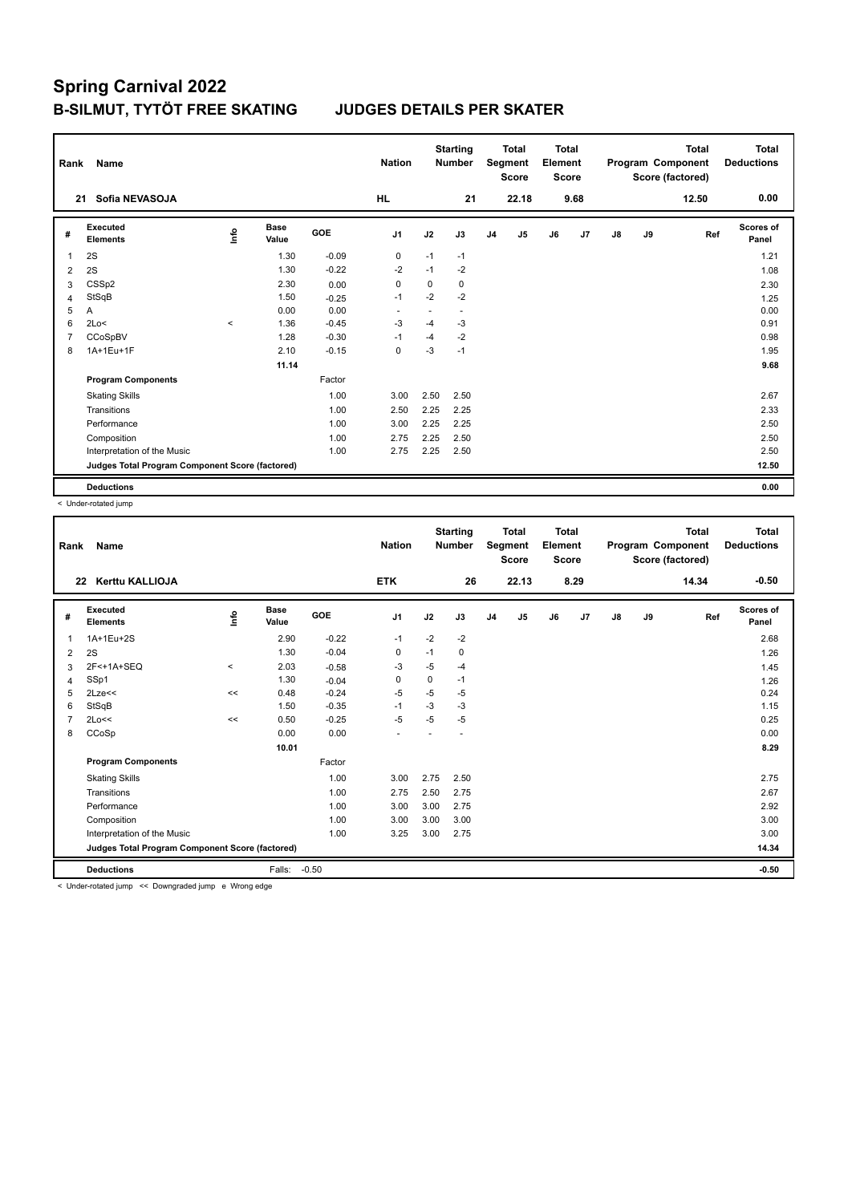# Spring Carnival 2022

## B-SILMUT, TYTÖT FREE SKATING JUDGES DETAILS PER SKATER

| Rank | Name | Nation | Starting Number | Total Segment Score | Total Element Score | Total Program Component Score (factored) | Total Deductions |
|---|---|---|---|---|---|---|---|
| 21 | Sofia NEVASOJA | HL | 21 | 22.18 | 9.68 | 12.50 | 0.00 |

| # | Executed Elements | Info | Base Value | GOE | J1 | J2 | J3 | J4 | J5 | J6 | J7 | J8 | J9 | Ref | Scores of Panel |
|---|---|---|---|---|---|---|---|---|---|---|---|---|---|---|---|
| 1 | 2S | | 1.30 | -0.09 | 0 | -1 | -1 | | | | | | | | 1.21 |
| 2 | 2S | | 1.30 | -0.22 | -2 | -1 | -2 | | | | | | | | 1.08 |
| 3 | CSSp2 | | 2.30 | 0.00 | 0 | 0 | 0 | | | | | | | | 2.30 |
| 4 | StSqB | | 1.50 | -0.25 | -1 | -2 | -2 | | | | | | | | 1.25 |
| 5 | A | | 0.00 | 0.00 | - | - | - | | | | | | | | 0.00 |
| 6 | 2Lo< | < | 1.36 | -0.45 | -3 | -4 | -3 | | | | | | | | 0.91 |
| 7 | CCoSpBV | | 1.28 | -0.30 | -1 | -4 | -2 | | | | | | | | 0.98 |
| 8 | 1A+1Eu+1F | | 2.10 | -0.15 | 0 | -3 | -1 | | | | | | | | 1.95 |
| | | | 11.14 | | | | | | | | | | | | 9.68 |
| | **Program Components** | | | Factor | | | | | | | | | | | |
| | Skating Skills | | | 1.00 | 3.00 | 2.50 | 2.50 | | | | | | | | 2.67 |
| | Transitions | | | 1.00 | 2.50 | 2.25 | 2.25 | | | | | | | | 2.33 |
| | Performance | | | 1.00 | 3.00 | 2.25 | 2.25 | | | | | | | | 2.50 |
| | Composition | | | 1.00 | 2.75 | 2.25 | 2.50 | | | | | | | | 2.50 |
| | Interpretation of the Music | | | 1.00 | 2.75 | 2.25 | 2.50 | | | | | | | | 2.50 |
| | **Judges Total Program Component Score (factored)** | | | | | | | | | | | | | | 12.50 |
| | **Deductions** | | | | | | | | | | | | | | 0.00 |

< Under-rotated jump

| Rank | Name | Nation | Starting Number | Total Segment Score | Total Element Score | Total Program Component Score (factored) | Total Deductions |
|---|---|---|---|---|---|---|---|
| 22 | Kerttu KALLIOJA | ETK | 26 | 22.13 | 8.29 | 14.34 | -0.50 |

| # | Executed Elements | Info | Base Value | GOE | J1 | J2 | J3 | J4 | J5 | J6 | J7 | J8 | J9 | Ref | Scores of Panel |
|---|---|---|---|---|---|---|---|---|---|---|---|---|---|---|---|
| 1 | 1A+1Eu+2S | | 2.90 | -0.22 | -1 | -2 | -2 | | | | | | | | 2.68 |
| 2 | 2S | | 1.30 | -0.04 | 0 | -1 | 0 | | | | | | | | 1.26 |
| 3 | 2F<+1A+SEQ | < | 2.03 | -0.58 | -3 | -5 | -4 | | | | | | | | 1.45 |
| 4 | SSp1 | | 1.30 | -0.04 | 0 | 0 | -1 | | | | | | | | 1.26 |
| 5 | 2Lze<< | << | 0.48 | -0.24 | -5 | -5 | -5 | | | | | | | | 0.24 |
| 6 | StSqB | | 1.50 | -0.35 | -1 | -3 | -3 | | | | | | | | 1.15 |
| 7 | 2Lo<< | << | 0.50 | -0.25 | -5 | -5 | -5 | | | | | | | | 0.25 |
| 8 | CCoSp | | 0.00 | 0.00 | - | - | - | | | | | | | | 0.00 |
| | | | 10.01 | | | | | | | | | | | | 8.29 |
| | **Program Components** | | | Factor | | | | | | | | | | | |
| | Skating Skills | | | 1.00 | 3.00 | 2.75 | 2.50 | | | | | | | | 2.75 |
| | Transitions | | | 1.00 | 2.75 | 2.50 | 2.75 | | | | | | | | 2.67 |
| | Performance | | | 1.00 | 3.00 | 3.00 | 2.75 | | | | | | | | 2.92 |
| | Composition | | | 1.00 | 3.00 | 3.00 | 3.00 | | | | | | | | 3.00 |
| | Interpretation of the Music | | | 1.00 | 3.25 | 3.00 | 2.75 | | | | | | | | 3.00 |
| | **Judges Total Program Component Score (factored)** | | | | | | | | | | | | | | 14.34 |
| | **Deductions** | | Falls: | -0.50 | | | | | | | | | | | -0.50 |

< Under-rotated jump << Downgraded jump e Wrong edge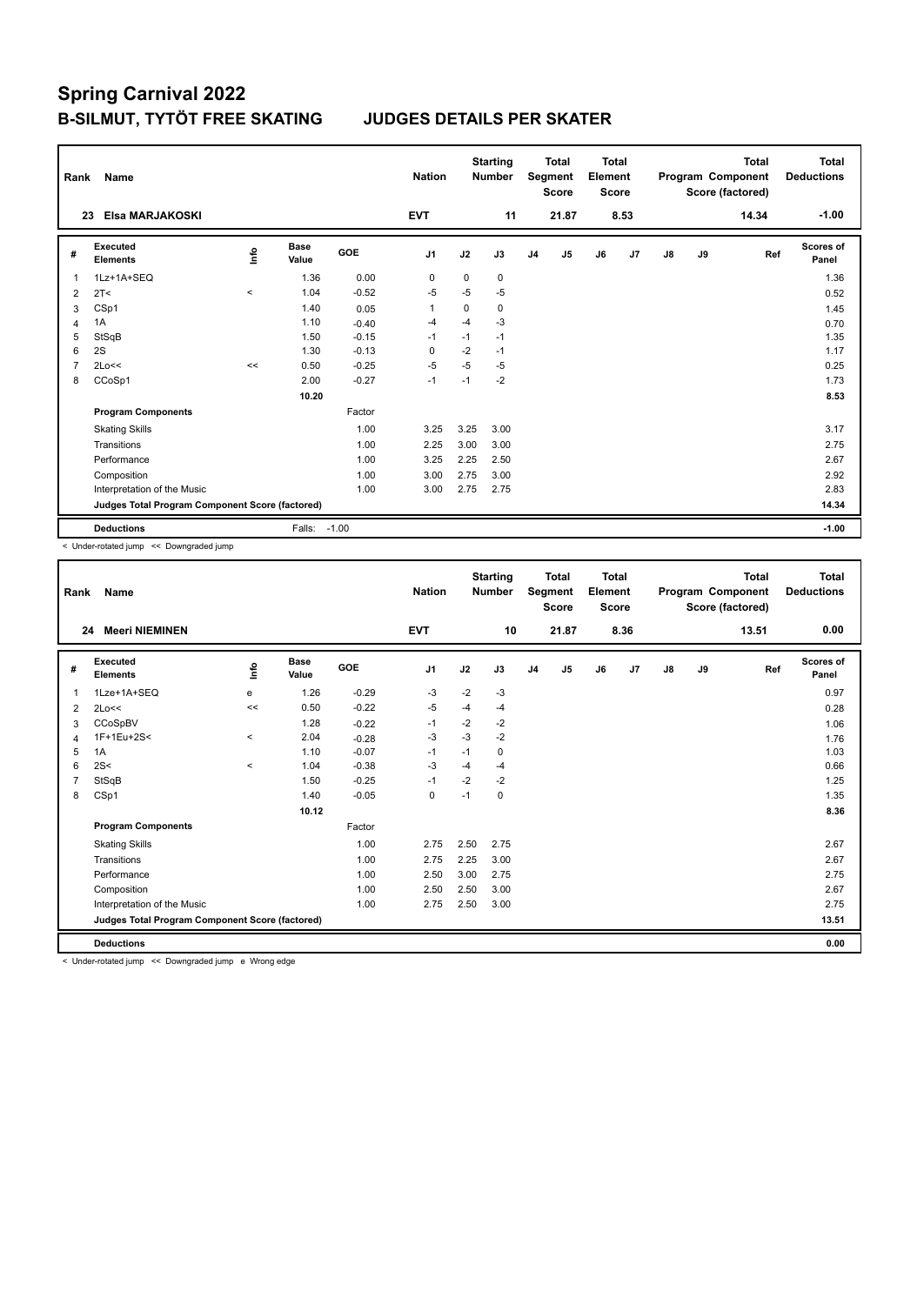# Spring Carnival 2022

## B-SILMUT, TYTÖT FREE SKATING JUDGES DETAILS PER SKATER

| Rank | Name | Nation | Starting Number | Total Segment Score | Total Element Score | Total Program Component Score (factored) | Total Deductions |
|---|---|---|---|---|---|---|---|
| 23 | Elsa MARJAKOSKI | EVT | 11 | 21.87 | 8.53 | 14.34 | -1.00 |

| # | Executed Elements | Info | Base Value | GOE | J1 | J2 | J3 | J4 | J5 | J6 | J7 | J8 | J9 | Ref | Scores of Panel |
|---|---|---|---|---|---|---|---|---|---|---|---|---|---|---|---|
| 1 | 1Lz+1A+SEQ | | 1.36 | 0.00 | 0 | 0 | 0 | | | | | | | | 1.36 |
| 2 | 2T< | < | 1.04 | -0.52 | -5 | -5 | -5 | | | | | | | | 0.52 |
| 3 | CSp1 | | 1.40 | 0.05 | 1 | 0 | 0 | | | | | | | | 1.45 |
| 4 | 1A | | 1.10 | -0.40 | -4 | -4 | -3 | | | | | | | | 0.70 |
| 5 | StSqB | | 1.50 | -0.15 | -1 | -1 | -1 | | | | | | | | 1.35 |
| 6 | 2S | | 1.30 | -0.13 | 0 | -2 | -1 | | | | | | | | 1.17 |
| 7 | 2Lo<< | << | 0.50 | -0.25 | -5 | -5 | -5 | | | | | | | | 0.25 |
| 8 | CCoSp1 | | 2.00 | -0.27 | -1 | -1 | -2 | | | | | | | | 1.73 |
| | | | 10.20 | | | | | | | | | | | | 8.53 |
| | **Program Components** | | | Factor | | | | | | | | | | | |
| | Skating Skills | | | 1.00 | 3.25 | 3.25 | 3.00 | | | | | | | | 3.17 |
| | Transitions | | | 1.00 | 2.25 | 3.00 | 3.00 | | | | | | | | 2.75 |
| | Performance | | | 1.00 | 3.25 | 2.25 | 2.50 | | | | | | | | 2.67 |
| | Composition | | | 1.00 | 3.00 | 2.75 | 3.00 | | | | | | | | 2.92 |
| | Interpretation of the Music | | | 1.00 | 3.00 | 2.75 | 2.75 | | | | | | | | 2.83 |
| | **Judges Total Program Component Score (factored)** | | | | | | | | | | | | | | 14.34 |
| | **Deductions** | | Falls: | -1.00 | | | | | | | | | | | -1.00 |

< Under-rotated jump << Downgraded jump

| Rank | Name | Nation | Starting Number | Total Segment Score | Total Element Score | Total Program Component Score (factored) | Total Deductions |
|---|---|---|---|---|---|---|---|
| 24 | Meeri NIEMINEN | EVT | 10 | 21.87 | 8.36 | 13.51 | 0.00 |

| # | Executed Elements | Info | Base Value | GOE | J1 | J2 | J3 | J4 | J5 | J6 | J7 | J8 | J9 | Ref | Scores of Panel |
|---|---|---|---|---|---|---|---|---|---|---|---|---|---|---|---|
| 1 | 1Lze+1A+SEQ | e | 1.26 | -0.29 | -3 | -2 | -3 | | | | | | | | 0.97 |
| 2 | 2Lo<< | << | 0.50 | -0.22 | -5 | -4 | -4 | | | | | | | | 0.28 |
| 3 | CCoSpBV | | 1.28 | -0.22 | -1 | -2 | -2 | | | | | | | | 1.06 |
| 4 | 1F+1Eu+2S< | < | 2.04 | -0.28 | -3 | -3 | -2 | | | | | | | | 1.76 |
| 5 | 1A | | 1.10 | -0.07 | -1 | -1 | 0 | | | | | | | | 1.03 |
| 6 | 2S< | < | 1.04 | -0.38 | -3 | -4 | -4 | | | | | | | | 0.66 |
| 7 | StSqB | | 1.50 | -0.25 | -1 | -2 | -2 | | | | | | | | 1.25 |
| 8 | CSp1 | | 1.40 | -0.05 | 0 | -1 | 0 | | | | | | | | 1.35 |
| | | | 10.12 | | | | | | | | | | | | 8.36 |
| | **Program Components** | | | Factor | | | | | | | | | | | |
| | Skating Skills | | | 1.00 | 2.75 | 2.50 | 2.75 | | | | | | | | 2.67 |
| | Transitions | | | 1.00 | 2.75 | 2.25 | 3.00 | | | | | | | | 2.67 |
| | Performance | | | 1.00 | 2.50 | 3.00 | 2.75 | | | | | | | | 2.75 |
| | Composition | | | 1.00 | 2.50 | 2.50 | 3.00 | | | | | | | | 2.67 |
| | Interpretation of the Music | | | 1.00 | 2.75 | 2.50 | 3.00 | | | | | | | | 2.75 |
| | **Judges Total Program Component Score (factored)** | | | | | | | | | | | | | | 13.51 |
| | **Deductions** | | | | | | | | | | | | | | 0.00 |

< Under-rotated jump << Downgraded jump e Wrong edge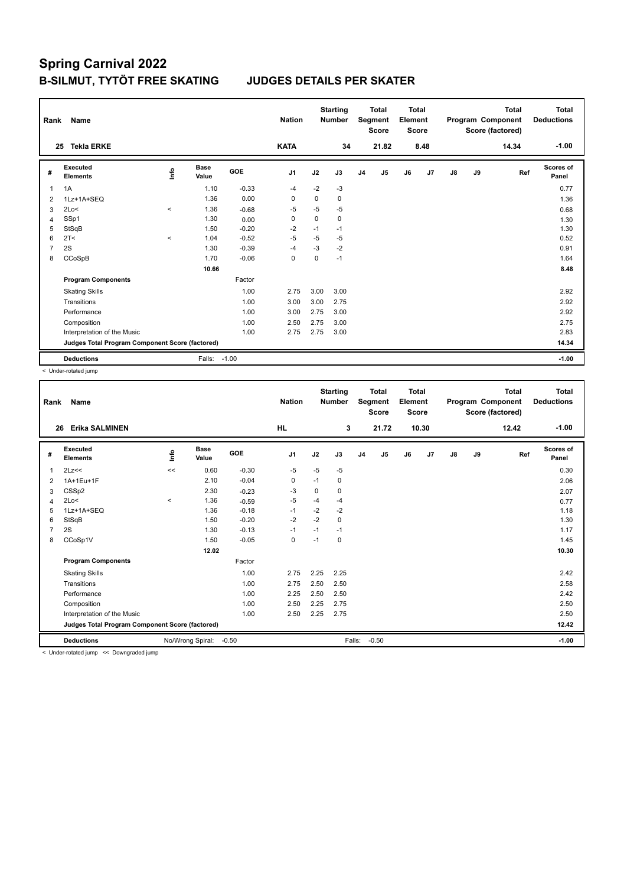# Spring Carnival 2022

## B-SILMUT, TYTÖT FREE SKATING JUDGES DETAILS PER SKATER

| Rank | Name | Nation | Starting Number | Total Segment Score | Total Element Score | Total Program Component Score (factored) | Total Deductions |
|---|---|---|---|---|---|---|---|
| 25 | Tekla ERKE | KATA | 34 | 21.82 | 8.48 | 14.34 | -1.00 |

| # | Executed Elements | Info | Base Value | GOE | J1 | J2 | J3 | J4 | J5 | J6 | J7 | J8 | J9 | Ref | Scores of Panel |
|---|---|---|---|---|---|---|---|---|---|---|---|---|---|---|---|
| 1 | 1A | | 1.10 | -0.33 | -4 | -2 | -3 | | | | | | | | 0.77 |
| 2 | 1Lz+1A+SEQ | | 1.36 | 0.00 | 0 | 0 | 0 | | | | | | | | 1.36 |
| 3 | 2Lo< | < | 1.36 | -0.68 | -5 | -5 | -5 | | | | | | | | 0.68 |
| 4 | SSp1 | | 1.30 | 0.00 | 0 | 0 | 0 | | | | | | | | 1.30 |
| 5 | StSqB | | 1.50 | -0.20 | -2 | -1 | -1 | | | | | | | | 1.30 |
| 6 | 2T< | < | 1.04 | -0.52 | -5 | -5 | -5 | | | | | | | | 0.52 |
| 7 | 2S | | 1.30 | -0.39 | -4 | -3 | -2 | | | | | | | | 0.91 |
| 8 | CCoSpB | | 1.70 | -0.06 | 0 | 0 | -1 | | | | | | | | 1.64 |
| | | | 10.66 | | | | | | | | | | | | 8.48 |
| | **Program Components** | | | Factor | | | | | | | | | | | |
| | Skating Skills | | | 1.00 | 2.75 | 3.00 | 3.00 | | | | | | | | 2.92 |
| | Transitions | | | 1.00 | 3.00 | 3.00 | 2.75 | | | | | | | | 2.92 |
| | Performance | | | 1.00 | 3.00 | 2.75 | 3.00 | | | | | | | | 2.92 |
| | Composition | | | 1.00 | 2.50 | 2.75 | 3.00 | | | | | | | | 2.75 |
| | Interpretation of the Music | | | 1.00 | 2.75 | 2.75 | 3.00 | | | | | | | | 2.83 |
| | **Judges Total Program Component Score (factored)** | | | | | | | | | | | | | | 14.34 |
| | **Deductions** | | Falls: | -1.00 | | | | | | | | | | | -1.00 |

< Under-rotated jump

| Rank | Name | Nation | Starting Number | Total Segment Score | Total Element Score | Total Program Component Score (factored) | Total Deductions |
|---|---|---|---|---|---|---|---|
| 26 | Erika SALMINEN | HL | 3 | 21.72 | 10.30 | 12.42 | -1.00 |

| # | Executed Elements | Info | Base Value | GOE | J1 | J2 | J3 | J4 | J5 | J6 | J7 | J8 | J9 | Ref | Scores of Panel |
|---|---|---|---|---|---|---|---|---|---|---|---|---|---|---|---|
| 1 | 2Lz<< | << | 0.60 | -0.30 | -5 | -5 | -5 | | | | | | | | 0.30 |
| 2 | 1A+1Eu+1F | | 2.10 | -0.04 | 0 | -1 | 0 | | | | | | | | 2.06 |
| 3 | CSSp2 | | 2.30 | -0.23 | -3 | 0 | 0 | | | | | | | | 2.07 |
| 4 | 2Lo< | < | 1.36 | -0.59 | -5 | -4 | -4 | | | | | | | | 0.77 |
| 5 | 1Lz+1A+SEQ | | 1.36 | -0.18 | -1 | -2 | -2 | | | | | | | | 1.18 |
| 6 | StSqB | | 1.50 | -0.20 | -2 | -2 | 0 | | | | | | | | 1.30 |
| 7 | 2S | | 1.30 | -0.13 | -1 | -1 | -1 | | | | | | | | 1.17 |
| 8 | CCoSp1V | | 1.50 | -0.05 | 0 | -1 | 0 | | | | | | | | 1.45 |
| | | | 12.02 | | | | | | | | | | | | 10.30 |
| | **Program Components** | | | Factor | | | | | | | | | | | |
| | Skating Skills | | | 1.00 | 2.75 | 2.25 | 2.25 | | | | | | | | 2.42 |
| | Transitions | | | 1.00 | 2.75 | 2.50 | 2.50 | | | | | | | | 2.58 |
| | Performance | | | 1.00 | 2.25 | 2.50 | 2.50 | | | | | | | | 2.42 |
| | Composition | | | 1.00 | 2.50 | 2.25 | 2.75 | | | | | | | | 2.50 |
| | Interpretation of the Music | | | 1.00 | 2.50 | 2.25 | 2.75 | | | | | | | | 2.50 |
| | **Judges Total Program Component Score (factored)** | | | | | | | | | | | | | | 12.42 |
| | **Deductions** | | No/Wrong Spiral: | -0.50 | | | Falls: | -0.50 | | | | | | | -1.00 |

< Under-rotated jump << Downgraded jump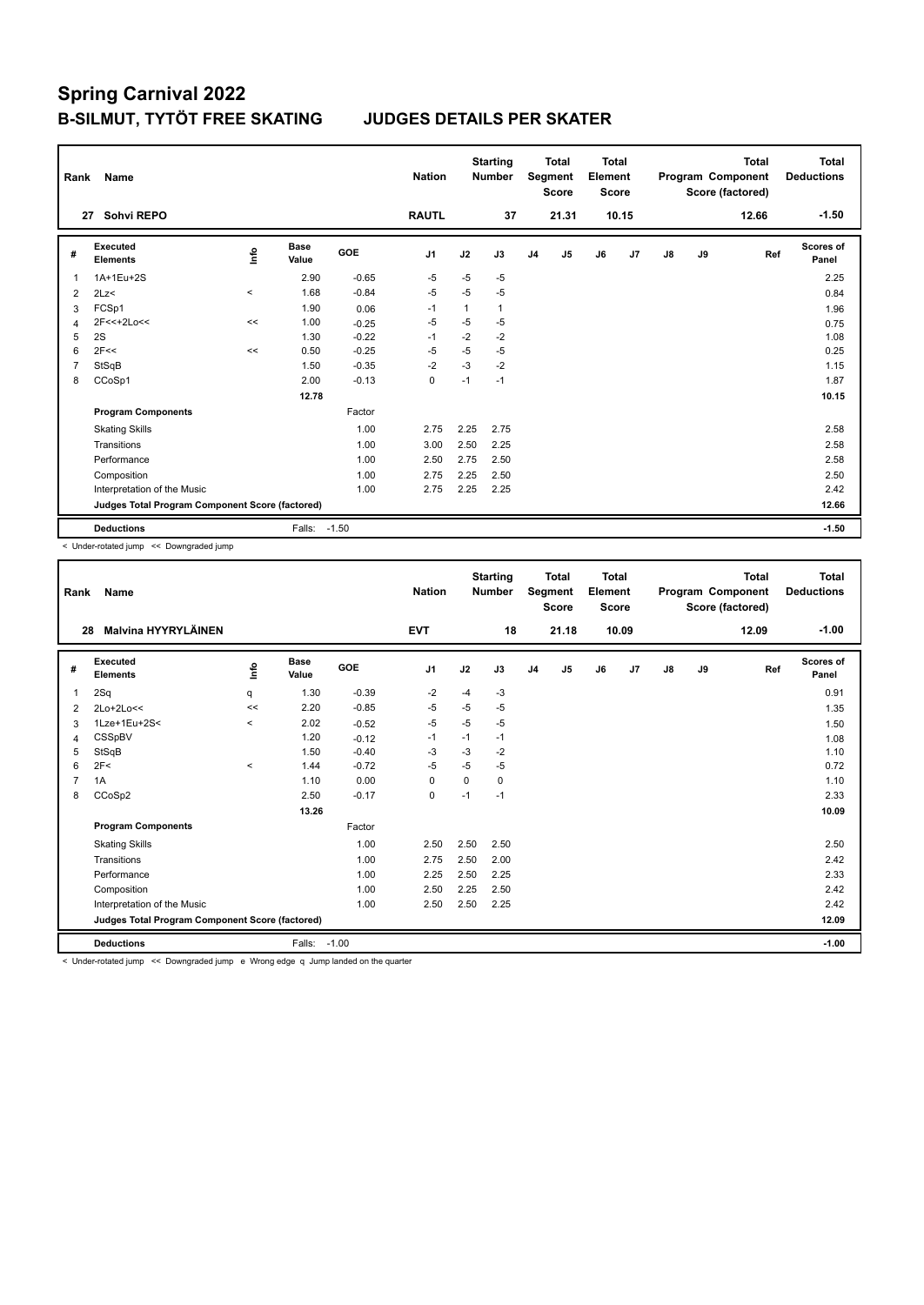# Spring Carnival 2022

## B-SILMUT, TYTÖT FREE SKATING JUDGES DETAILS PER SKATER

| Rank | Name | Nation | Starting Number | Total Segment Score | Total Element Score | Total Program Component Score (factored) | Total Deductions |
|---|---|---|---|---|---|---|---|
| 27 | Sohvi REPO | RAUTL | 37 | 21.31 | 10.15 | 12.66 | -1.50 |

| # | Executed Elements | Info | Base Value | GOE | J1 | J2 | J3 | J4 | J5 | J6 | J7 | J8 | J9 | Ref | Scores of Panel |
|---|---|---|---|---|---|---|---|---|---|---|---|---|---|---|---|
| 1 | 1A+1Eu+2S | | 2.90 | -0.65 | -5 | -5 | -5 | | | | | | | | 2.25 |
| 2 | 2Lz< | < | 1.68 | -0.84 | -5 | -5 | -5 | | | | | | | | 0.84 |
| 3 | FCSp1 | | 1.90 | 0.06 | -1 | 1 | 1 | | | | | | | | 1.96 |
| 4 | 2F<<+2Lo<< | << | 1.00 | -0.25 | -5 | -5 | -5 | | | | | | | | 0.75 |
| 5 | 2S | | 1.30 | -0.22 | -1 | -2 | -2 | | | | | | | | 1.08 |
| 6 | 2F<< | << | 0.50 | -0.25 | -5 | -5 | -5 | | | | | | | | 0.25 |
| 7 | StSqB | | 1.50 | -0.35 | -2 | -3 | -2 | | | | | | | | 1.15 |
| 8 | CCoSp1 | | 2.00 | -0.13 | 0 | -1 | -1 | | | | | | | | 1.87 |
| | | | 12.78 | | | | | | | | | | | | 10.15 |
| | **Program Components** | | | Factor | | | | | | | | | | | |
| | Skating Skills | | | 1.00 | 2.75 | 2.25 | 2.75 | | | | | | | | 2.58 |
| | Transitions | | | 1.00 | 3.00 | 2.50 | 2.25 | | | | | | | | 2.58 |
| | Performance | | | 1.00 | 2.50 | 2.75 | 2.50 | | | | | | | | 2.58 |
| | Composition | | | 1.00 | 2.75 | 2.25 | 2.50 | | | | | | | | 2.50 |
| | Interpretation of the Music | | | 1.00 | 2.75 | 2.25 | 2.25 | | | | | | | | 2.42 |
| | **Judges Total Program Component Score (factored)** | | | | | | | | | | | | | | 12.66 |
| | **Deductions** | | Falls: | -1.50 | | | | | | | | | | | -1.50 |

< Under-rotated jump << Downgraded jump

| Rank | Name | Nation | Starting Number | Total Segment Score | Total Element Score | Total Program Component Score (factored) | Total Deductions |
|---|---|---|---|---|---|---|---|
| 28 | Malvina HYYRYLÄINEN | EVT | 18 | 21.18 | 10.09 | 12.09 | -1.00 |

| # | Executed Elements | Info | Base Value | GOE | J1 | J2 | J3 | J4 | J5 | J6 | J7 | J8 | J9 | Ref | Scores of Panel |
|---|---|---|---|---|---|---|---|---|---|---|---|---|---|---|---|
| 1 | 2Sq | q | 1.30 | -0.39 | -2 | -4 | -3 | | | | | | | | 0.91 |
| 2 | 2Lo+2Lo<< | << | 2.20 | -0.85 | -5 | -5 | -5 | | | | | | | | 1.35 |
| 3 | 1Lze+1Eu+2S< | < | 2.02 | -0.52 | -5 | -5 | -5 | | | | | | | | 1.50 |
| 4 | CSSpBV | | 1.20 | -0.12 | -1 | -1 | -1 | | | | | | | | 1.08 |
| 5 | StSqB | | 1.50 | -0.40 | -3 | -3 | -2 | | | | | | | | 1.10 |
| 6 | 2F< | < | 1.44 | -0.72 | -5 | -5 | -5 | | | | | | | | 0.72 |
| 7 | 1A | | 1.10 | 0.00 | 0 | 0 | 0 | | | | | | | | 1.10 |
| 8 | CCoSp2 | | 2.50 | -0.17 | 0 | -1 | -1 | | | | | | | | 2.33 |
| | | | 13.26 | | | | | | | | | | | | 10.09 |
| | **Program Components** | | | Factor | | | | | | | | | | | |
| | Skating Skills | | | 1.00 | 2.50 | 2.50 | 2.50 | | | | | | | | 2.50 |
| | Transitions | | | 1.00 | 2.75 | 2.50 | 2.00 | | | | | | | | 2.42 |
| | Performance | | | 1.00 | 2.25 | 2.50 | 2.25 | | | | | | | | 2.33 |
| | Composition | | | 1.00 | 2.50 | 2.25 | 2.50 | | | | | | | | 2.42 |
| | Interpretation of the Music | | | 1.00 | 2.50 | 2.50 | 2.25 | | | | | | | | 2.42 |
| | **Judges Total Program Component Score (factored)** | | | | | | | | | | | | | | 12.09 |
| | **Deductions** | | Falls: | -1.00 | | | | | | | | | | | -1.00 |

< Under-rotated jump << Downgraded jump e Wrong edge q Jump landed on the quarter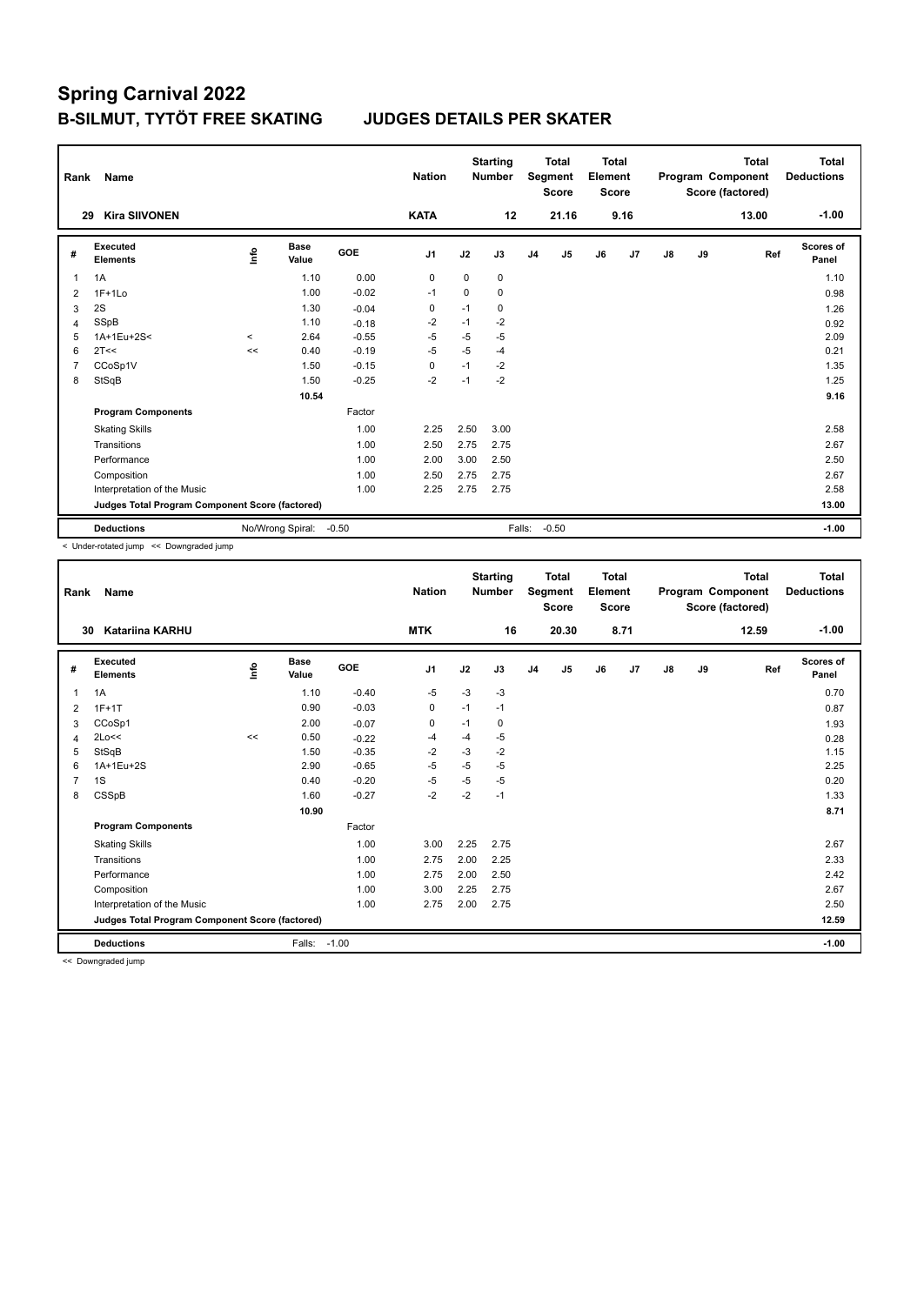# Spring Carnival 2022

## B-SILMUT, TYTÖT FREE SKATING    JUDGES DETAILS PER SKATER

| Rank | Name | Nation | Starting Number | Total Segment Score | Total Element Score | Total Program Component Score (factored) | Total Deductions |
|---|---|---|---|---|---|---|---|
| 29 | Kira SIIVONEN | KATA | 12 | 21.16 | 9.16 | 13.00 | -1.00 |

| # | Executed Elements | Info | Base Value | GOE | J1 | J2 | J3 | J4 | J5 | J6 | J7 | J8 | J9 | Ref | Scores of Panel |
|---|---|---|---|---|---|---|---|---|---|---|---|---|---|---|---|
| 1 | 1A | | 1.10 | 0.00 | 0 | 0 | 0 | | | | | | | | 1.10 |
| 2 | 1F+1Lo | | 1.00 | -0.02 | -1 | 0 | 0 | | | | | | | | 0.98 |
| 3 | 2S | | 1.30 | -0.04 | 0 | -1 | 0 | | | | | | | | 1.26 |
| 4 | SSpB | | 1.10 | -0.18 | -2 | -1 | -2 | | | | | | | | 0.92 |
| 5 | 1A+1Eu+2S< | < | 2.64 | -0.55 | -5 | -5 | -5 | | | | | | | | 2.09 |
| 6 | 2T<< | << | 0.40 | -0.19 | -5 | -5 | -4 | | | | | | | | 0.21 |
| 7 | CCoSp1V | | 1.50 | -0.15 | 0 | -1 | -2 | | | | | | | | 1.35 |
| 8 | StSqB | | 1.50 | -0.25 | -2 | -1 | -2 | | | | | | | | 1.25 |
| | | | 10.54 | | | | | | | | | | | | 9.16 |
| | **Program Components** | | | Factor | | | | | | | | | | | |
| | Skating Skills | | | 1.00 | 2.25 | 2.50 | 3.00 | | | | | | | | 2.58 |
| | Transitions | | | 1.00 | 2.50 | 2.75 | 2.75 | | | | | | | | 2.67 |
| | Performance | | | 1.00 | 2.00 | 3.00 | 2.50 | | | | | | | | 2.50 |
| | Composition | | | 1.00 | 2.50 | 2.75 | 2.75 | | | | | | | | 2.67 |
| | Interpretation of the Music | | | 1.00 | 2.25 | 2.75 | 2.75 | | | | | | | | 2.58 |
| | **Judges Total Program Component Score (factored)** | | | | | | | | | | | | | | 13.00 |
| | **Deductions** | No/Wrong Spiral: | | -0.50 | | | Falls: | -0.50 | | | | | | | -1.00 |

< Under-rotated jump << Downgraded jump

| Rank | Name | Nation | Starting Number | Total Segment Score | Total Element Score | Total Program Component Score (factored) | Total Deductions |
|---|---|---|---|---|---|---|---|
| 30 | Katariina KARHU | MTK | 16 | 20.30 | 8.71 | 12.59 | -1.00 |

| # | Executed Elements | Info | Base Value | GOE | J1 | J2 | J3 | J4 | J5 | J6 | J7 | J8 | J9 | Ref | Scores of Panel |
|---|---|---|---|---|---|---|---|---|---|---|---|---|---|---|---|
| 1 | 1A | | 1.10 | -0.40 | -5 | -3 | -3 | | | | | | | | 0.70 |
| 2 | 1F+1T | | 0.90 | -0.03 | 0 | -1 | -1 | | | | | | | | 0.87 |
| 3 | CCoSp1 | | 2.00 | -0.07 | 0 | -1 | 0 | | | | | | | | 1.93 |
| 4 | 2Lo<< | << | 0.50 | -0.22 | -4 | -4 | -5 | | | | | | | | 0.28 |
| 5 | StSqB | | 1.50 | -0.35 | -2 | -3 | -2 | | | | | | | | 1.15 |
| 6 | 1A+1Eu+2S | | 2.90 | -0.65 | -5 | -5 | -5 | | | | | | | | 2.25 |
| 7 | 1S | | 0.40 | -0.20 | -5 | -5 | -5 | | | | | | | | 0.20 |
| 8 | CSSpB | | 1.60 | -0.27 | -2 | -2 | -1 | | | | | | | | 1.33 |
| | | | 10.90 | | | | | | | | | | | | 8.71 |
| | **Program Components** | | | Factor | | | | | | | | | | | |
| | Skating Skills | | | 1.00 | 3.00 | 2.25 | 2.75 | | | | | | | | 2.67 |
| | Transitions | | | 1.00 | 2.75 | 2.00 | 2.25 | | | | | | | | 2.33 |
| | Performance | | | 1.00 | 2.75 | 2.00 | 2.50 | | | | | | | | 2.42 |
| | Composition | | | 1.00 | 3.00 | 2.25 | 2.75 | | | | | | | | 2.67 |
| | Interpretation of the Music | | | 1.00 | 2.75 | 2.00 | 2.75 | | | | | | | | 2.50 |
| | **Judges Total Program Component Score (factored)** | | | | | | | | | | | | | | 12.59 |
| | **Deductions** | Falls: | | -1.00 | | | | | | | | | | | -1.00 |

<< Downgraded jump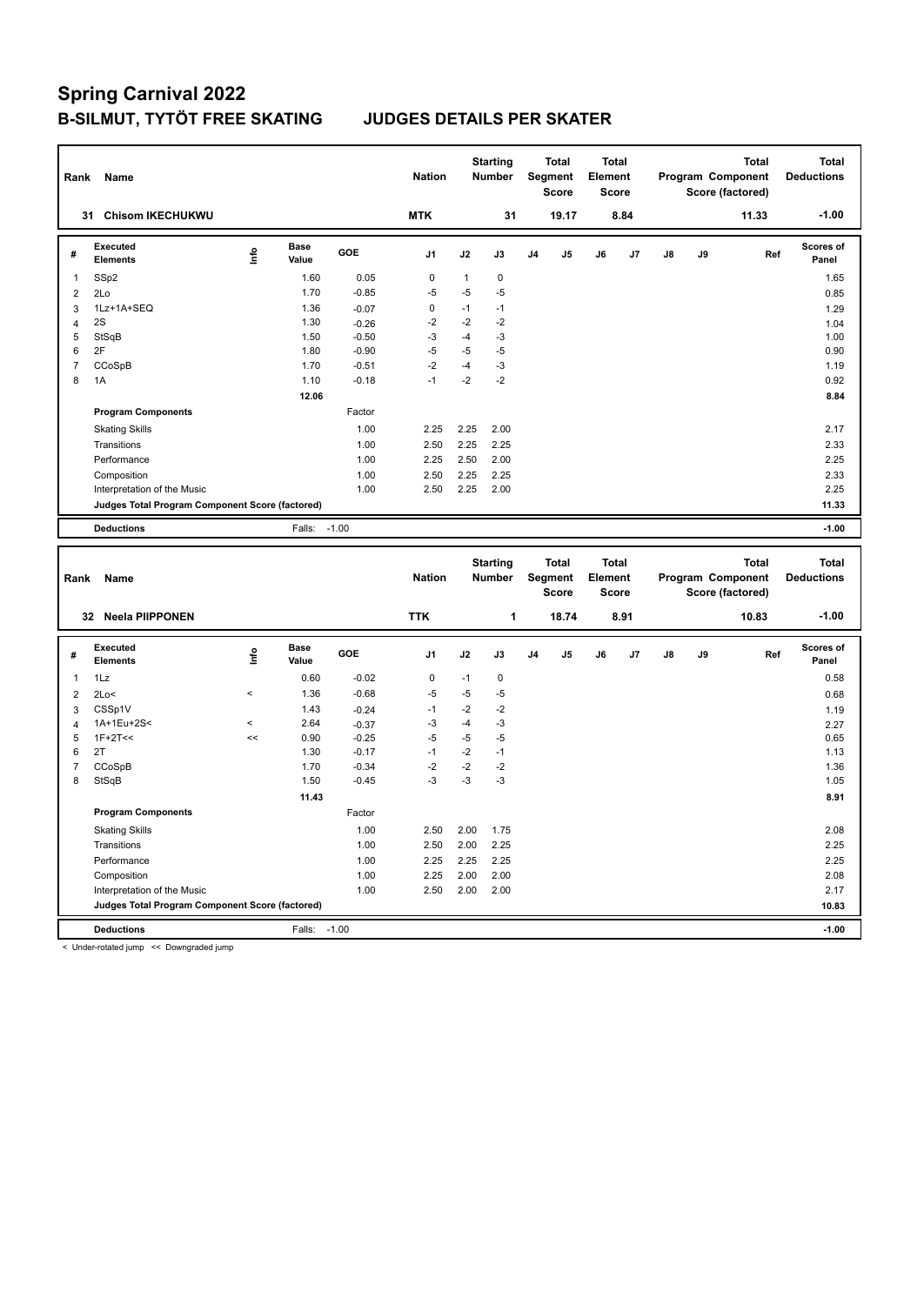# Spring Carnival 2022

## B-SILMUT, TYTÖT FREE SKATING — JUDGES DETAILS PER SKATER

| Rank | Name | Nation | Starting Number | Total Segment Score | Total Element Score | Total Program Component Score (factored) | Total Deductions |
|---|---|---|---|---|---|---|---|
| 31 | Chisom IKECHUKWU | MTK | 31 | 19.17 | 8.84 | 11.33 | -1.00 |

| # | Executed Elements | Info | Base Value | GOE | J1 | J2 | J3 | J4 | J5 | J6 | J7 | J8 | J9 | Ref | Scores of Panel |
|---|---|---|---|---|---|---|---|---|---|---|---|---|---|---|---|
| 1 | SSp2 | | 1.60 | 0.05 | 0 | 1 | 0 | | | | | | | | 1.65 |
| 2 | 2Lo | | 1.70 | -0.85 | -5 | -5 | -5 | | | | | | | | 0.85 |
| 3 | 1Lz+1A+SEQ | | 1.36 | -0.07 | 0 | -1 | -1 | | | | | | | | 1.29 |
| 4 | 2S | | 1.30 | -0.26 | -2 | -2 | -2 | | | | | | | | 1.04 |
| 5 | StSqB | | 1.50 | -0.50 | -3 | -4 | -3 | | | | | | | | 1.00 |
| 6 | 2F | | 1.80 | -0.90 | -5 | -5 | -5 | | | | | | | | 0.90 |
| 7 | CCoSpB | | 1.70 | -0.51 | -2 | -4 | -3 | | | | | | | | 1.19 |
| 8 | 1A | | 1.10 | -0.18 | -1 | -2 | -2 | | | | | | | | 0.92 |
| | | | 12.06 | | | | | | | | | | | | 8.84 |
| | **Program Components** | | | Factor | | | | | | | | | | | |
| | Skating Skills | | | 1.00 | 2.25 | 2.25 | 2.00 | | | | | | | | 2.17 |
| | Transitions | | | 1.00 | 2.50 | 2.25 | 2.25 | | | | | | | | 2.33 |
| | Performance | | | 1.00 | 2.25 | 2.50 | 2.00 | | | | | | | | 2.25 |
| | Composition | | | 1.00 | 2.50 | 2.25 | 2.25 | | | | | | | | 2.33 |
| | Interpretation of the Music | | | 1.00 | 2.50 | 2.25 | 2.00 | | | | | | | | 2.25 |
| | **Judges Total Program Component Score (factored)** | | | | | | | | | | | | | | 11.33 |
| | **Deductions** | | Falls: | -1.00 | | | | | | | | | | | -1.00 |

| Rank | Name | Nation | Starting Number | Total Segment Score | Total Element Score | Total Program Component Score (factored) | Total Deductions |
|---|---|---|---|---|---|---|---|
| 32 | Neela PIIPPONEN | TTK | 1 | 18.74 | 8.91 | 10.83 | -1.00 |

| # | Executed Elements | Info | Base Value | GOE | J1 | J2 | J3 | J4 | J5 | J6 | J7 | J8 | J9 | Ref | Scores of Panel |
|---|---|---|---|---|---|---|---|---|---|---|---|---|---|---|---|
| 1 | 1Lz | | 0.60 | -0.02 | 0 | -1 | 0 | | | | | | | | 0.58 |
| 2 | 2Lo< | < | 1.36 | -0.68 | -5 | -5 | -5 | | | | | | | | 0.68 |
| 3 | CSSp1V | | 1.43 | -0.24 | -1 | -2 | -2 | | | | | | | | 1.19 |
| 4 | 1A+1Eu+2S< | < | 2.64 | -0.37 | -3 | -4 | -3 | | | | | | | | 2.27 |
| 5 | 1F+2T<< | << | 0.90 | -0.25 | -5 | -5 | -5 | | | | | | | | 0.65 |
| 6 | 2T | | 1.30 | -0.17 | -1 | -2 | -1 | | | | | | | | 1.13 |
| 7 | CCoSpB | | 1.70 | -0.34 | -2 | -2 | -2 | | | | | | | | 1.36 |
| 8 | StSqB | | 1.50 | -0.45 | -3 | -3 | -3 | | | | | | | | 1.05 |
| | | | 11.43 | | | | | | | | | | | | 8.91 |
| | **Program Components** | | | Factor | | | | | | | | | | | |
| | Skating Skills | | | 1.00 | 2.50 | 2.00 | 1.75 | | | | | | | | 2.08 |
| | Transitions | | | 1.00 | 2.50 | 2.00 | 2.25 | | | | | | | | 2.25 |
| | Performance | | | 1.00 | 2.25 | 2.25 | 2.25 | | | | | | | | 2.25 |
| | Composition | | | 1.00 | 2.25 | 2.00 | 2.00 | | | | | | | | 2.08 |
| | Interpretation of the Music | | | 1.00 | 2.50 | 2.00 | 2.00 | | | | | | | | 2.17 |
| | **Judges Total Program Component Score (factored)** | | | | | | | | | | | | | | 10.83 |
| | **Deductions** | | Falls: | -1.00 | | | | | | | | | | | -1.00 |

< Under-rotated jump << Downgraded jump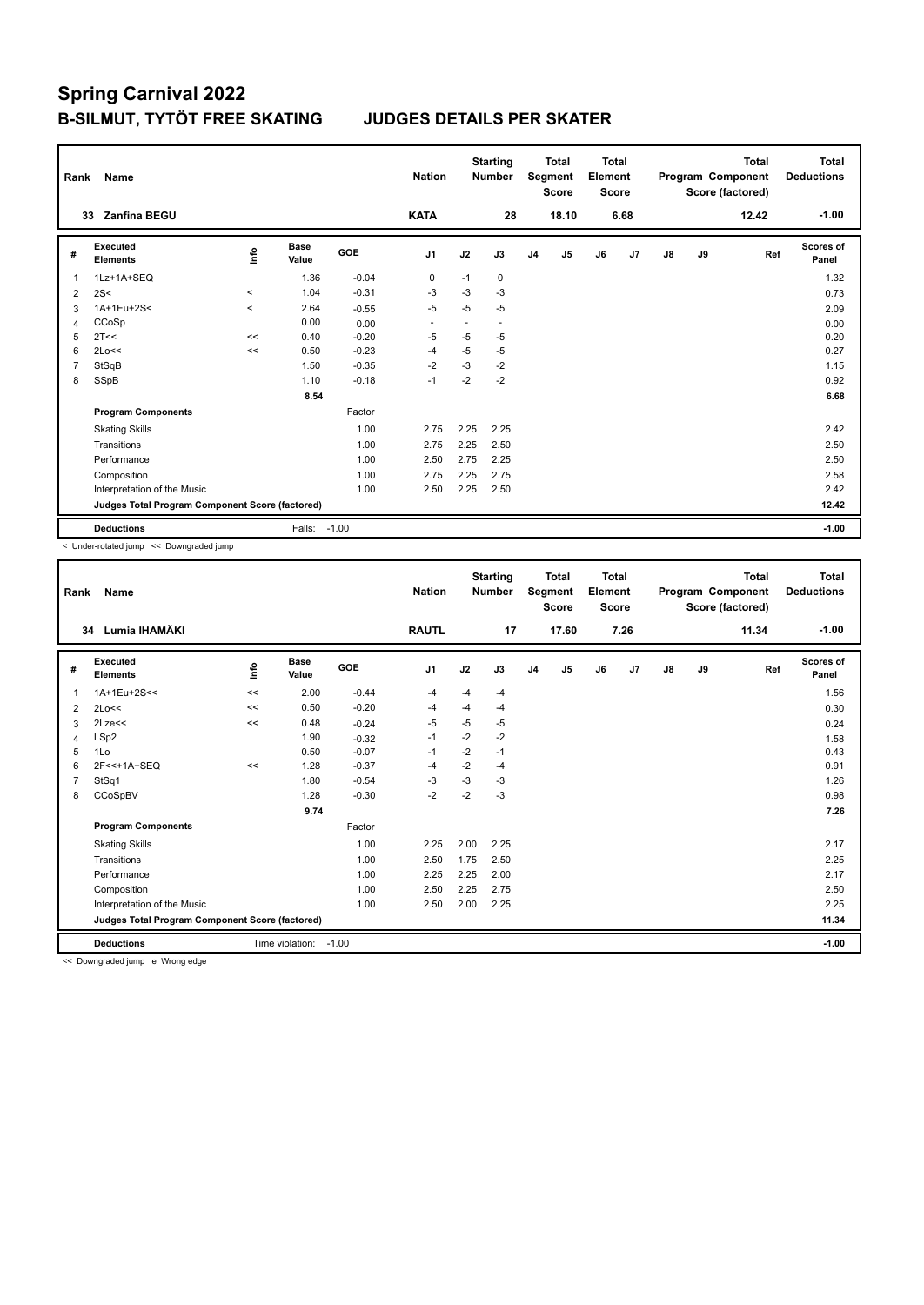# Spring Carnival 2022

## B-SILMUT, TYTÖT FREE SKATING    JUDGES DETAILS PER SKATER

| Rank | Name | Nation | Starting Number | Total Segment Score | Total Element Score | Total Program Component Score (factored) | Total Deductions |
|---|---|---|---|---|---|---|---|
| 33 | Zanfina BEGU | KATA | 28 | 18.10 | 6.68 | 12.42 | -1.00 |

| # | Executed Elements | Info | Base Value | GOE | J1 | J2 | J3 | J4 | J5 | J6 | J7 | J8 | J9 | Ref | Scores of Panel |
|---|---|---|---|---|---|---|---|---|---|---|---|---|---|---|---|
| 1 | 1Lz+1A+SEQ | | 1.36 | -0.04 | 0 | -1 | 0 | | | | | | | | 1.32 |
| 2 | 2S< | < | 1.04 | -0.31 | -3 | -3 | -3 | | | | | | | | 0.73 |
| 3 | 1A+1Eu+2S< | < | 2.64 | -0.55 | -5 | -5 | -5 | | | | | | | | 2.09 |
| 4 | CCoSp | | 0.00 | 0.00 | - | - | - | | | | | | | | 0.00 |
| 5 | 2T<< | << | 0.40 | -0.20 | -5 | -5 | -5 | | | | | | | | 0.20 |
| 6 | 2Lo<< | << | 0.50 | -0.23 | -4 | -5 | -5 | | | | | | | | 0.27 |
| 7 | StSqB | | 1.50 | -0.35 | -2 | -3 | -2 | | | | | | | | 1.15 |
| 8 | SSpB | | 1.10 | -0.18 | -1 | -2 | -2 | | | | | | | | 0.92 |
| | | | 8.54 | | | | | | | | | | | | 6.68 |
| | **Program Components** | | | Factor | | | | | | | | | | | |
| | Skating Skills | | | 1.00 | 2.75 | 2.25 | 2.25 | | | | | | | | 2.42 |
| | Transitions | | | 1.00 | 2.75 | 2.25 | 2.50 | | | | | | | | 2.50 |
| | Performance | | | 1.00 | 2.50 | 2.75 | 2.25 | | | | | | | | 2.50 |
| | Composition | | | 1.00 | 2.75 | 2.25 | 2.75 | | | | | | | | 2.58 |
| | Interpretation of the Music | | | 1.00 | 2.50 | 2.25 | 2.50 | | | | | | | | 2.42 |
| | **Judges Total Program Component Score (factored)** | | | | | | | | | | | | | | 12.42 |
| | **Deductions** | | Falls: | -1.00 | | | | | | | | | | | -1.00 |

< Under-rotated jump << Downgraded jump

| Rank | Name | Nation | Starting Number | Total Segment Score | Total Element Score | Total Program Component Score (factored) | Total Deductions |
|---|---|---|---|---|---|---|---|
| 34 | Lumia IHAMÄKI | RAUTL | 17 | 17.60 | 7.26 | 11.34 | -1.00 |

| # | Executed Elements | Info | Base Value | GOE | J1 | J2 | J3 | J4 | J5 | J6 | J7 | J8 | J9 | Ref | Scores of Panel |
|---|---|---|---|---|---|---|---|---|---|---|---|---|---|---|---|
| 1 | 1A+1Eu+2S<< | << | 2.00 | -0.44 | -4 | -4 | -4 | | | | | | | | 1.56 |
| 2 | 2Lo<< | << | 0.50 | -0.20 | -4 | -4 | -4 | | | | | | | | 0.30 |
| 3 | 2Lze<< | << | 0.48 | -0.24 | -5 | -5 | -5 | | | | | | | | 0.24 |
| 4 | LSp2 | | 1.90 | -0.32 | -1 | -2 | -2 | | | | | | | | 1.58 |
| 5 | 1Lo | | 0.50 | -0.07 | -1 | -2 | -1 | | | | | | | | 0.43 |
| 6 | 2F<<+1A+SEQ | << | 1.28 | -0.37 | -4 | -2 | -4 | | | | | | | | 0.91 |
| 7 | StSq1 | | 1.80 | -0.54 | -3 | -3 | -3 | | | | | | | | 1.26 |
| 8 | CCoSpBV | | 1.28 | -0.30 | -2 | -2 | -3 | | | | | | | | 0.98 |
| | | | 9.74 | | | | | | | | | | | | 7.26 |
| | **Program Components** | | | Factor | | | | | | | | | | | |
| | Skating Skills | | | 1.00 | 2.25 | 2.00 | 2.25 | | | | | | | | 2.17 |
| | Transitions | | | 1.00 | 2.50 | 1.75 | 2.50 | | | | | | | | 2.25 |
| | Performance | | | 1.00 | 2.25 | 2.25 | 2.00 | | | | | | | | 2.17 |
| | Composition | | | 1.00 | 2.50 | 2.25 | 2.75 | | | | | | | | 2.50 |
| | Interpretation of the Music | | | 1.00 | 2.50 | 2.00 | 2.25 | | | | | | | | 2.25 |
| | **Judges Total Program Component Score (factored)** | | | | | | | | | | | | | | 11.34 |
| | **Deductions** | | Time violation: | -1.00 | | | | | | | | | | | -1.00 |

<< Downgraded jump e Wrong edge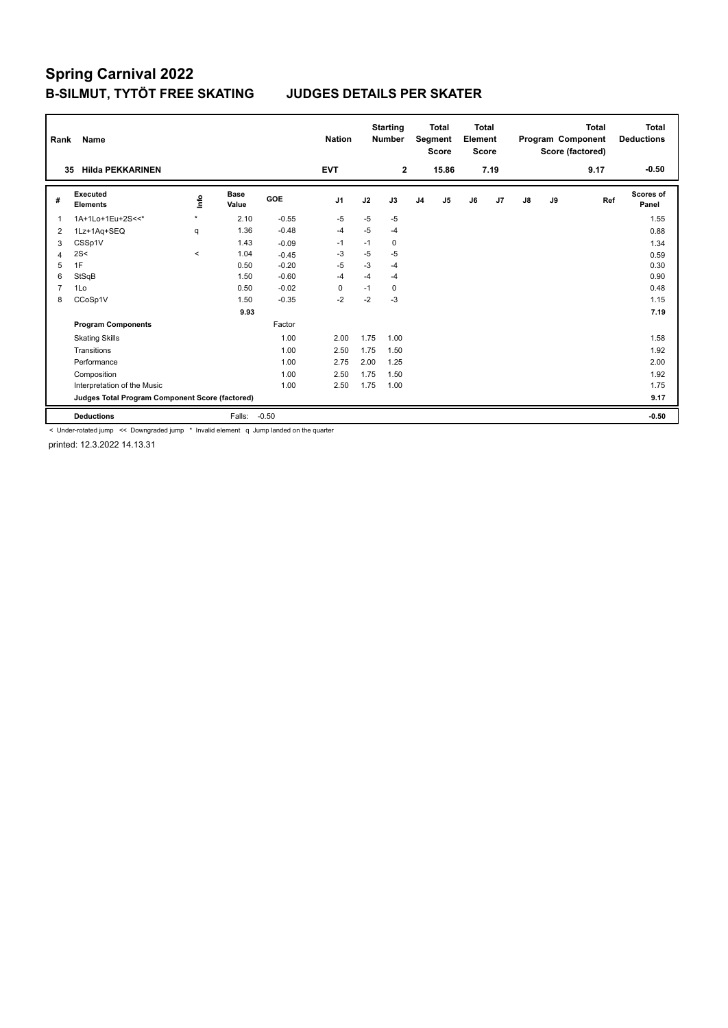# Spring Carnival 2022

## B-SILMUT, TYTÖT FREE SKATING JUDGES DETAILS PER SKATER

| Rank | Name | Nation | Starting Number | Total Segment Score | Total Element Score | Total Program Component Score (factored) | Total Deductions |
|---|---|---|---|---|---|---|---|
| 35 | Hilda PEKKARINEN | EVT | 2 | 15.86 | 7.19 | 9.17 | -0.50 |

| # | Executed Elements | Info | Base Value | GOE | J1 | J2 | J3 | J4 | J5 | J6 | J7 | J8 | J9 | Ref | Scores of Panel |
|---|---|---|---|---|---|---|---|---|---|---|---|---|---|---|---|
| 1 | 1A+1Lo+1Eu+2S<<* | * | 2.10 | -0.55 | -5 | -5 | -5 | | | | | | | | 1.55 |
| 2 | 1Lz+1Aq+SEQ | q | 1.36 | -0.48 | -4 | -5 | -4 | | | | | | | | 0.88 |
| 3 | CSSp1V | | 1.43 | -0.09 | -1 | -1 | 0 | | | | | | | | 1.34 |
| 4 | 2S< | < | 1.04 | -0.45 | -3 | -5 | -5 | | | | | | | | 0.59 |
| 5 | 1F | | 0.50 | -0.20 | -5 | -3 | -4 | | | | | | | | 0.30 |
| 6 | StSqB | | 1.50 | -0.60 | -4 | -4 | -4 | | | | | | | | 0.90 |
| 7 | 1Lo | | 0.50 | -0.02 | 0 | -1 | 0 | | | | | | | | 0.48 |
| 8 | CCoSp1V | | 1.50 | -0.35 | -2 | -2 | -3 | | | | | | | | 1.15 |
| | | | 9.93 | | | | | | | | | | | | 7.19 |
| | **Program Components** | | | Factor | | | | | | | | | | | |
| | Skating Skills | | | 1.00 | 2.00 | 1.75 | 1.00 | | | | | | | | 1.58 |
| | Transitions | | | 1.00 | 2.50 | 1.75 | 1.50 | | | | | | | | 1.92 |
| | Performance | | | 1.00 | 2.75 | 2.00 | 1.25 | | | | | | | | 2.00 |
| | Composition | | | 1.00 | 2.50 | 1.75 | 1.50 | | | | | | | | 1.92 |
| | Interpretation of the Music | | | 1.00 | 2.50 | 1.75 | 1.00 | | | | | | | | 1.75 |
| | **Judges Total Program Component Score (factored)** | | | | | | | | | | | | | | 9.17 |
| | **Deductions** | | Falls: | -0.50 | | | | | | | | | | | -0.50 |

< Under-rotated jump << Downgraded jump * Invalid element q Jump landed on the quarter

printed: 12.3.2022 14.13.31